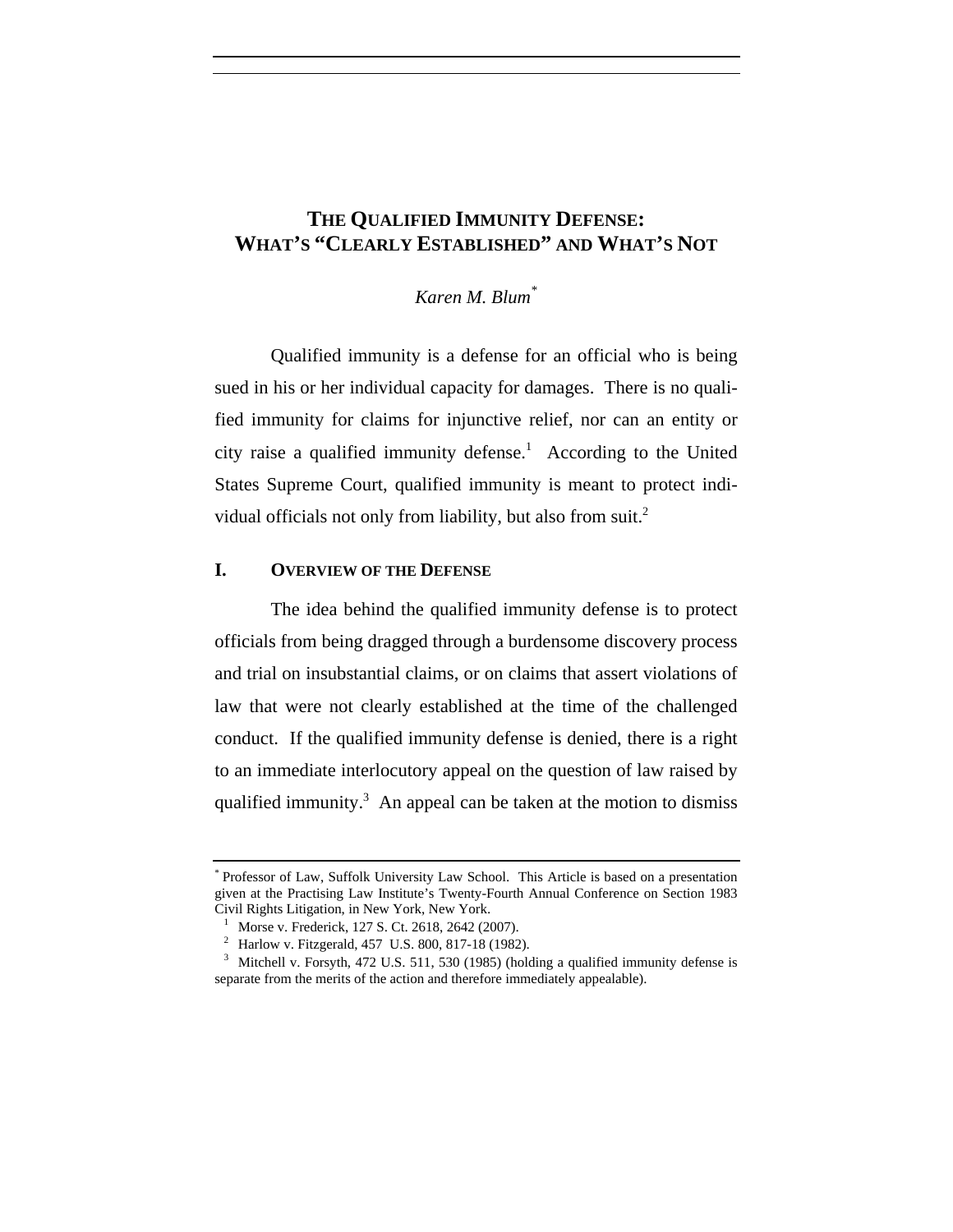# THE QUALIFIED IMMUNITY DEFENSE: WHAT'S "CLEARLY ESTABLISHED" AND WHAT'S NOT

*Karen M. Blum*[*]

Qualified immunity is a defense for an official who is being sued in his or her individual capacity for damages. There is no qualified immunity for claims for injunctive relief, nor can an entity or city raise a qualified immunity defense.[1] According to the United States Supreme Court, qualified immunity is meant to protect individual officials not only from liability, but also from suit.[2]

## I. OVERVIEW OF THE DEFENSE

The idea behind the qualified immunity defense is to protect officials from being dragged through a burdensome discovery process and trial on insubstantial claims, or on claims that assert violations of law that were not clearly established at the time of the challenged conduct. If the qualified immunity defense is denied, there is a right to an immediate interlocutory appeal on the question of law raised by qualified immunity.[3] An appeal can be taken at the motion to dismiss

---

[*] Professor of Law, Suffolk University Law School. This Article is based on a presentation given at the Practising Law Institute's Twenty-Fourth Annual Conference on Section 1983 Civil Rights Litigation, in New York, New York.

[1] Morse v. Frederick, 127 S. Ct. 2618, 2642 (2007).

[2] Harlow v. Fitzgerald, 457 U.S. 800, 817-18 (1982).

[3] Mitchell v. Forsyth, 472 U.S. 511, 530 (1985) (holding a qualified immunity defense is separate from the merits of the action and therefore immediately appealable).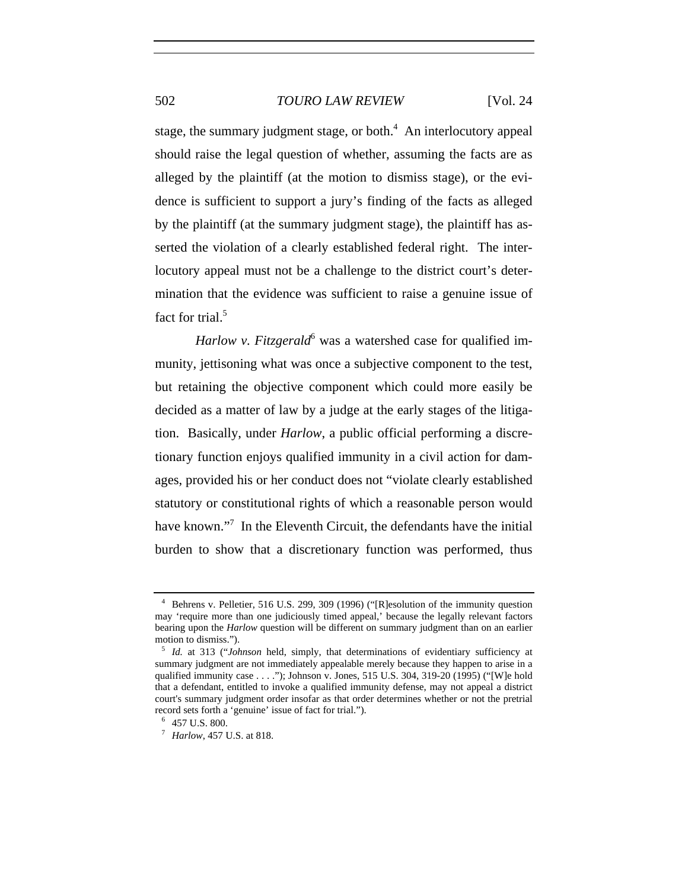stage, the summary judgment stage, or both.[4] An interlocutory appeal should raise the legal question of whether, assuming the facts are as alleged by the plaintiff (at the motion to dismiss stage), or the evidence is sufficient to support a jury's finding of the facts as alleged by the plaintiff (at the summary judgment stage), the plaintiff has asserted the violation of a clearly established federal right. The interlocutory appeal must not be a challenge to the district court's determination that the evidence was sufficient to raise a genuine issue of fact for trial.[5]

*Harlow v. Fitzgerald*[6] was a watershed case for qualified immunity, jettisoning what was once a subjective component to the test, but retaining the objective component which could more easily be decided as a matter of law by a judge at the early stages of the litigation. Basically, under *Harlow*, a public official performing a discretionary function enjoys qualified immunity in a civil action for damages, provided his or her conduct does not "violate clearly established statutory or constitutional rights of which a reasonable person would have known."[7] In the Eleventh Circuit, the defendants have the initial burden to show that a discretionary function was performed, thus

---

[4] Behrens v. Pelletier, 516 U.S. 299, 309 (1996) ("[R]esolution of the immunity question may 'require more than one judiciously timed appeal,' because the legally relevant factors bearing upon the *Harlow* question will be different on summary judgment than on an earlier motion to dismiss.").

[5] *Id.* at 313 ("*Johnson* held, simply, that determinations of evidentiary sufficiency at summary judgment are not immediately appealable merely because they happen to arise in a qualified immunity case . . . ."); Johnson v. Jones, 515 U.S. 304, 319-20 (1995) ("[W]e hold that a defendant, entitled to invoke a qualified immunity defense, may not appeal a district court's summary judgment order insofar as that order determines whether or not the pretrial record sets forth a 'genuine' issue of fact for trial.").

[6] 457 U.S. 800.

[7] *Harlow*, 457 U.S. at 818.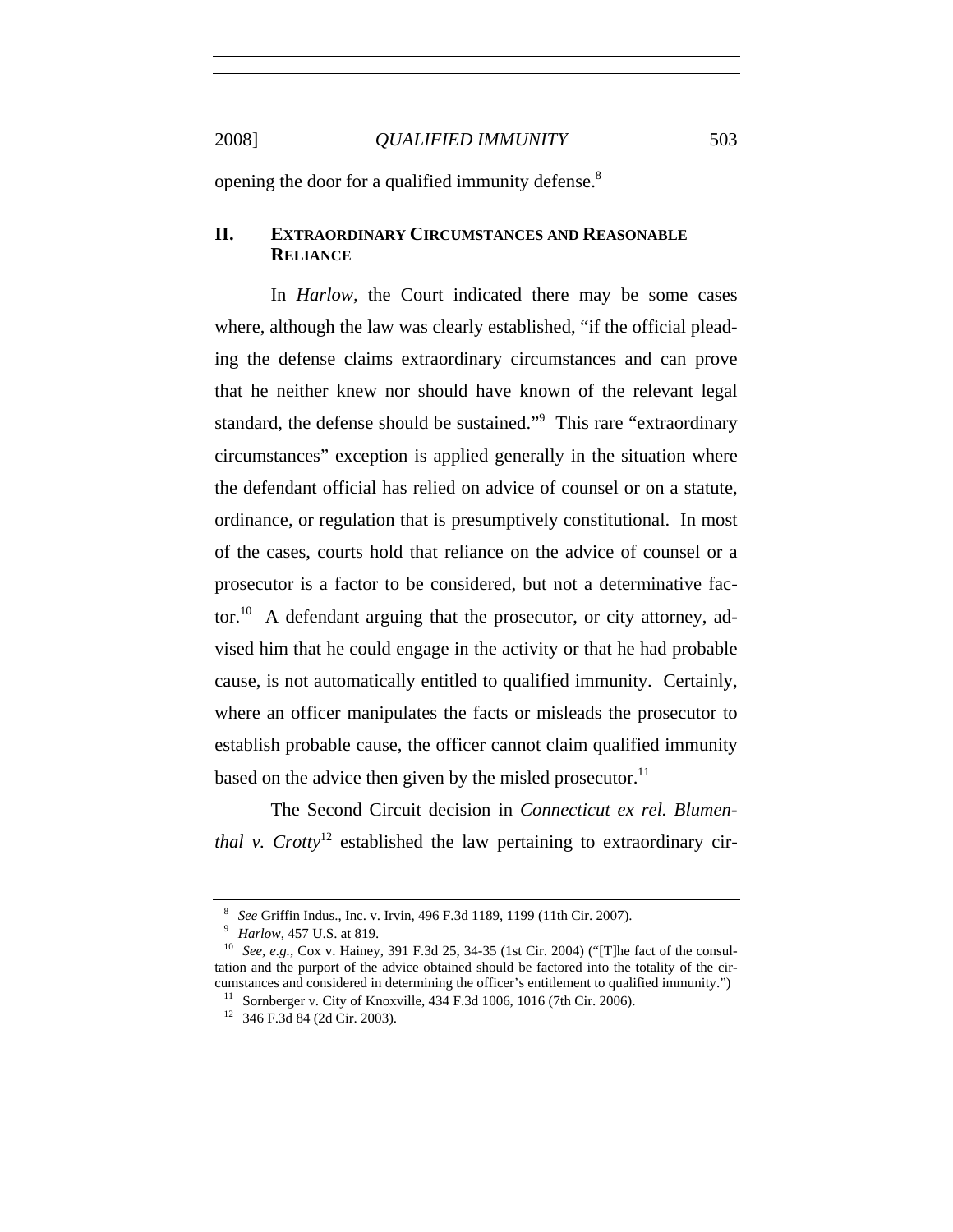opening the door for a qualified immunity defense.[8]

## II. EXTRAORDINARY CIRCUMSTANCES AND REASONABLE RELIANCE

In *Harlow*, the Court indicated there may be some cases where, although the law was clearly established, "if the official pleading the defense claims extraordinary circumstances and can prove that he neither knew nor should have known of the relevant legal standard, the defense should be sustained."[9] This rare "extraordinary circumstances" exception is applied generally in the situation where the defendant official has relied on advice of counsel or on a statute, ordinance, or regulation that is presumptively constitutional. In most of the cases, courts hold that reliance on the advice of counsel or a prosecutor is a factor to be considered, but not a determinative factor.[10] A defendant arguing that the prosecutor, or city attorney, advised him that he could engage in the activity or that he had probable cause, is not automatically entitled to qualified immunity. Certainly, where an officer manipulates the facts or misleads the prosecutor to establish probable cause, the officer cannot claim qualified immunity based on the advice then given by the misled prosecutor.[11]

The Second Circuit decision in *Connecticut ex rel. Blumenthal v. Crotty*[12] established the law pertaining to extraordinary cir-

---

[8] *See* Griffin Indus., Inc. v. Irvin, 496 F.3d 1189, 1199 (11th Cir. 2007).

[9] *Harlow*, 457 U.S. at 819.

[10] *See, e.g.*, Cox v. Hainey, 391 F.3d 25, 34-35 (1st Cir. 2004) ("[T]he fact of the consultation and the purport of the advice obtained should be factored into the totality of the circumstances and considered in determining the officer's entitlement to qualified immunity.")

[11] Sornberger v. City of Knoxville, 434 F.3d 1006, 1016 (7th Cir. 2006).

[12] 346 F.3d 84 (2d Cir. 2003).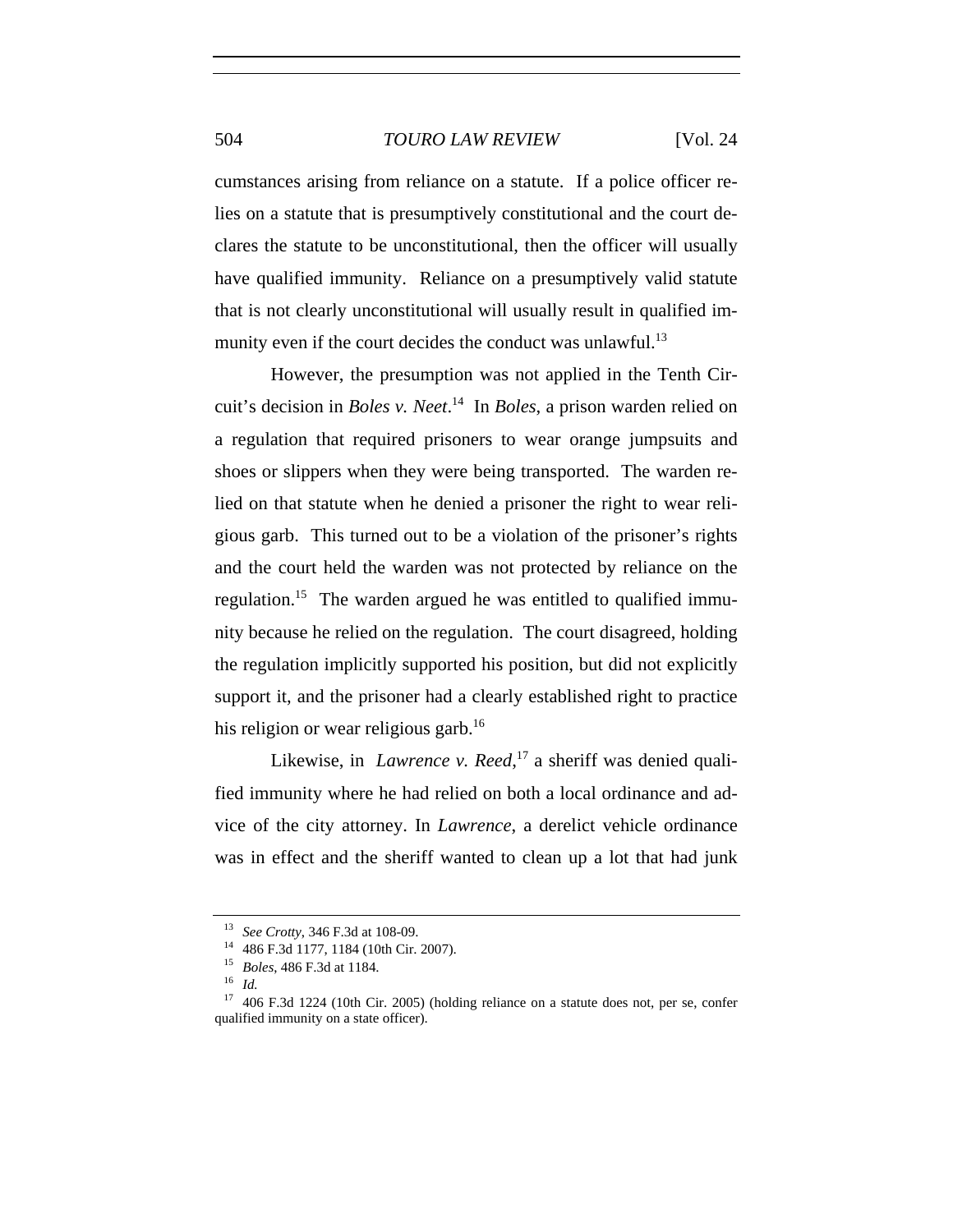cumstances arising from reliance on a statute. If a police officer relies on a statute that is presumptively constitutional and the court declares the statute to be unconstitutional, then the officer will usually have qualified immunity. Reliance on a presumptively valid statute that is not clearly unconstitutional will usually result in qualified immunity even if the court decides the conduct was unlawful.[13]

However, the presumption was not applied in the Tenth Circuit's decision in *Boles v. Neet*.[14] In *Boles*, a prison warden relied on a regulation that required prisoners to wear orange jumpsuits and shoes or slippers when they were being transported. The warden relied on that statute when he denied a prisoner the right to wear religious garb. This turned out to be a violation of the prisoner's rights and the court held the warden was not protected by reliance on the regulation.[15] The warden argued he was entitled to qualified immunity because he relied on the regulation. The court disagreed, holding the regulation implicitly supported his position, but did not explicitly support it, and the prisoner had a clearly established right to practice his religion or wear religious garb.[16]

Likewise, in *Lawrence v. Reed*,[17] a sheriff was denied qualified immunity where he had relied on both a local ordinance and advice of the city attorney. In *Lawrence*, a derelict vehicle ordinance was in effect and the sheriff wanted to clean up a lot that had junk

---

[13] *See Crotty*, 346 F.3d at 108-09.

[14] 486 F.3d 1177, 1184 (10th Cir. 2007).

[15] *Boles*, 486 F.3d at 1184.

[16] *Id.*

[17] 406 F.3d 1224 (10th Cir. 2005) (holding reliance on a statute does not, per se, confer qualified immunity on a state officer).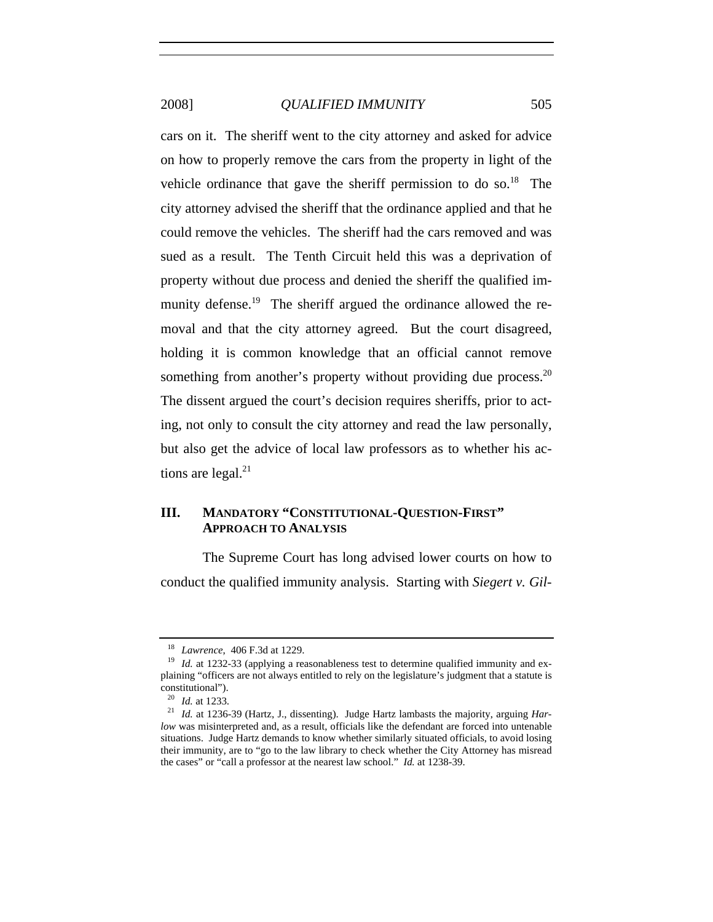cars on it. The sheriff went to the city attorney and asked for advice on how to properly remove the cars from the property in light of the vehicle ordinance that gave the sheriff permission to do so.[18] The city attorney advised the sheriff that the ordinance applied and that he could remove the vehicles. The sheriff had the cars removed and was sued as a result. The Tenth Circuit held this was a deprivation of property without due process and denied the sheriff the qualified immunity defense.[19] The sheriff argued the ordinance allowed the removal and that the city attorney agreed. But the court disagreed, holding it is common knowledge that an official cannot remove something from another's property without providing due process.[20] The dissent argued the court's decision requires sheriffs, prior to acting, not only to consult the city attorney and read the law personally, but also get the advice of local law professors as to whether his actions are legal.[21]

## III. MANDATORY "CONSTITUTIONAL-QUESTION-FIRST" APPROACH TO ANALYSIS

The Supreme Court has long advised lower courts on how to conduct the qualified immunity analysis. Starting with *Siegert v. Gil-*

---

[18] *Lawrence*, 406 F.3d at 1229.

[19] *Id.* at 1232-33 (applying a reasonableness test to determine qualified immunity and explaining "officers are not always entitled to rely on the legislature's judgment that a statute is constitutional").

[20] *Id.* at 1233.

[21] *Id.* at 1236-39 (Hartz, J., dissenting). Judge Hartz lambasts the majority, arguing *Harlow* was misinterpreted and, as a result, officials like the defendant are forced into untenable situations. Judge Hartz demands to know whether similarly situated officials, to avoid losing their immunity, are to "go to the law library to check whether the City Attorney has misread the cases" or "call a professor at the nearest law school." *Id.* at 1238-39.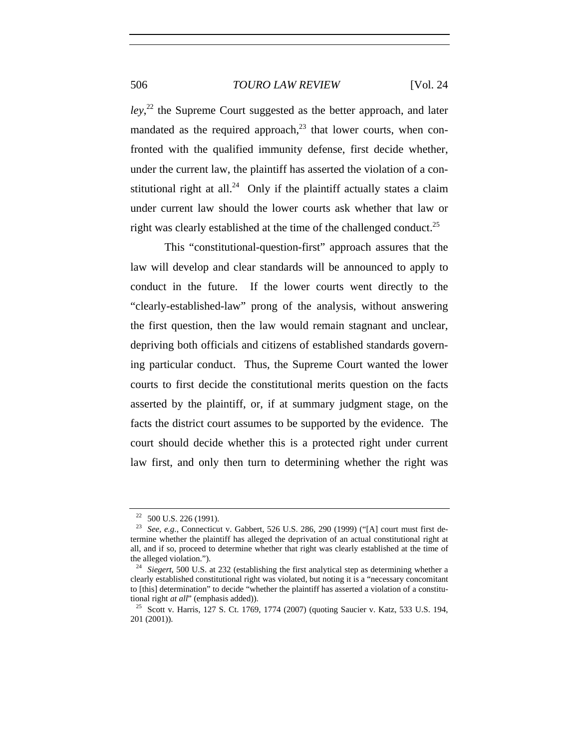*ley*,[22] the Supreme Court suggested as the better approach, and later mandated as the required approach,[23] that lower courts, when confronted with the qualified immunity defense, first decide whether, under the current law, the plaintiff has asserted the violation of a constitutional right at all.[24] Only if the plaintiff actually states a claim under current law should the lower courts ask whether that law or right was clearly established at the time of the challenged conduct.[25]

This "constitutional-question-first" approach assures that the law will develop and clear standards will be announced to apply to conduct in the future. If the lower courts went directly to the "clearly-established-law" prong of the analysis, without answering the first question, then the law would remain stagnant and unclear, depriving both officials and citizens of established standards governing particular conduct. Thus, the Supreme Court wanted the lower courts to first decide the constitutional merits question on the facts asserted by the plaintiff, or, if at summary judgment stage, on the facts the district court assumes to be supported by the evidence. The court should decide whether this is a protected right under current law first, and only then turn to determining whether the right was

---

[22] 500 U.S. 226 (1991).

[23] *See, e.g.*, Connecticut v. Gabbert, 526 U.S. 286, 290 (1999) ("[A] court must first determine whether the plaintiff has alleged the deprivation of an actual constitutional right at all, and if so, proceed to determine whether that right was clearly established at the time of the alleged violation.").

[24] *Siegert*, 500 U.S. at 232 (establishing the first analytical step as determining whether a clearly established constitutional right was violated, but noting it is a "necessary concomitant to [this] determination" to decide "whether the plaintiff has asserted a violation of a constitutional right *at all*" (emphasis added)).

[25] Scott v. Harris, 127 S. Ct. 1769, 1774 (2007) (quoting Saucier v. Katz, 533 U.S. 194, 201 (2001)).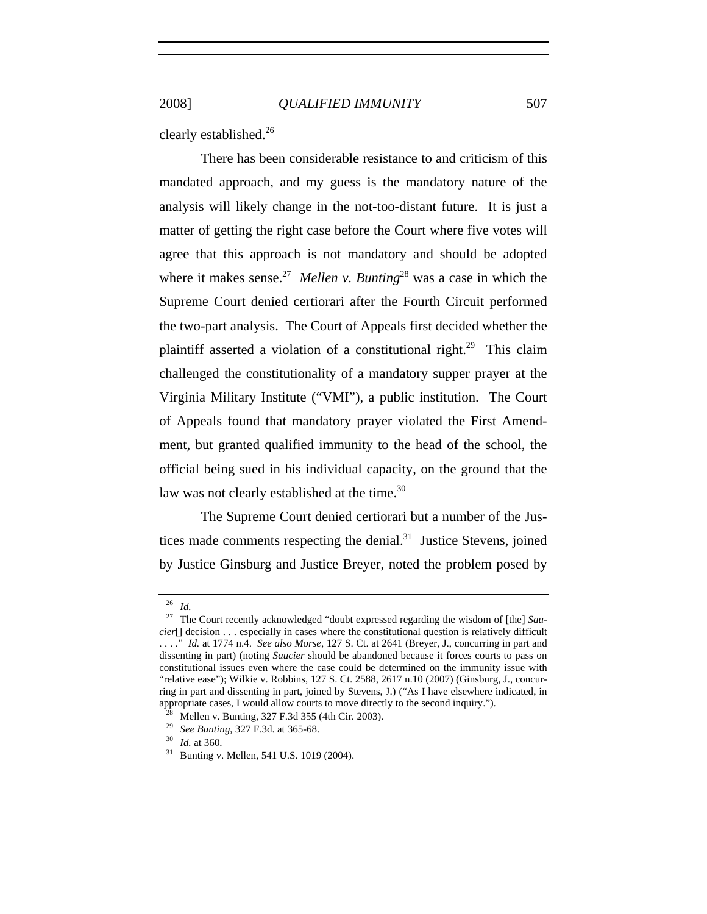clearly established.[26]

There has been considerable resistance to and criticism of this mandated approach, and my guess is the mandatory nature of the analysis will likely change in the not-too-distant future. It is just a matter of getting the right case before the Court where five votes will agree that this approach is not mandatory and should be adopted where it makes sense.[27] *Mellen v. Bunting*[28] was a case in which the Supreme Court denied certiorari after the Fourth Circuit performed the two-part analysis. The Court of Appeals first decided whether the plaintiff asserted a violation of a constitutional right.[29] This claim challenged the constitutionality of a mandatory supper prayer at the Virginia Military Institute ("VMI"), a public institution. The Court of Appeals found that mandatory prayer violated the First Amendment, but granted qualified immunity to the head of the school, the official being sued in his individual capacity, on the ground that the law was not clearly established at the time.[30]

The Supreme Court denied certiorari but a number of the Justices made comments respecting the denial.[31] Justice Stevens, joined by Justice Ginsburg and Justice Breyer, noted the problem posed by

---

[26] *Id.*

[27] The Court recently acknowledged "doubt expressed regarding the wisdom of [the] *Saucier*[] decision . . . especially in cases where the constitutional question is relatively difficult . . . ." *Id.* at 1774 n.4. *See also Morse*, 127 S. Ct. at 2641 (Breyer, J., concurring in part and dissenting in part) (noting *Saucier* should be abandoned because it forces courts to pass on constitutional issues even where the case could be determined on the immunity issue with "relative ease"); Wilkie v. Robbins, 127 S. Ct. 2588, 2617 n.10 (2007) (Ginsburg, J., concurring in part and dissenting in part, joined by Stevens, J.) ("As I have elsewhere indicated, in appropriate cases, I would allow courts to move directly to the second inquiry.").

[28] Mellen v. Bunting, 327 F.3d 355 (4th Cir. 2003).

[29] *See Bunting*, 327 F.3d. at 365-68.

[30] *Id.* at 360.

[31] Bunting v. Mellen, 541 U.S. 1019 (2004).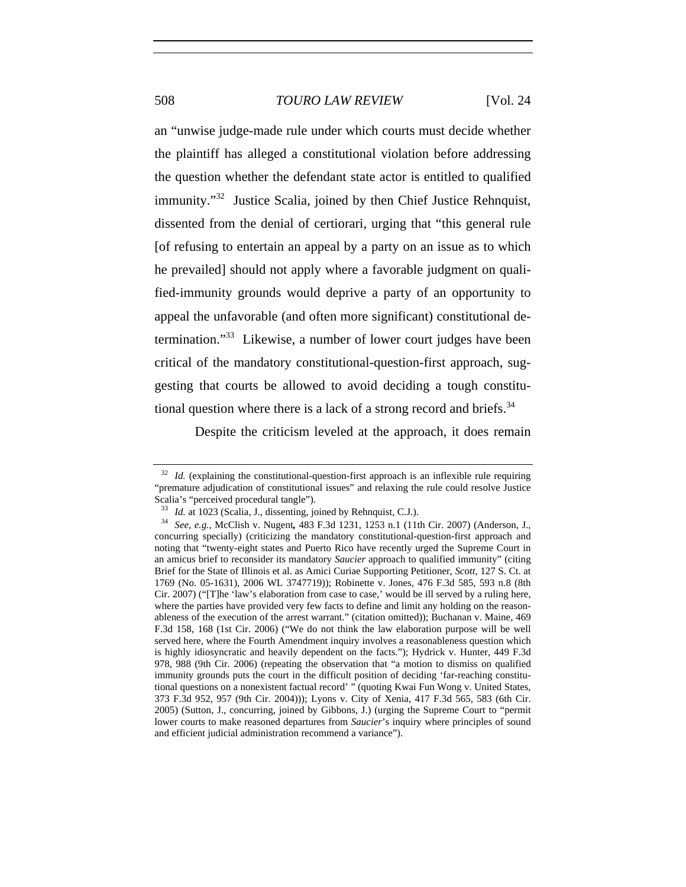an "unwise judge-made rule under which courts must decide whether the plaintiff has alleged a constitutional violation before addressing the question whether the defendant state actor is entitled to qualified immunity."[32] Justice Scalia, joined by then Chief Justice Rehnquist, dissented from the denial of certiorari, urging that "this general rule [of refusing to entertain an appeal by a party on an issue as to which he prevailed] should not apply where a favorable judgment on qualified-immunity grounds would deprive a party of an opportunity to appeal the unfavorable (and often more significant) constitutional determination."[33] Likewise, a number of lower court judges have been critical of the mandatory constitutional-question-first approach, suggesting that courts be allowed to avoid deciding a tough constitutional question where there is a lack of a strong record and briefs.[34]

Despite the criticism leveled at the approach, it does remain

---

[32] *Id.* (explaining the constitutional-question-first approach is an inflexible rule requiring "premature adjudication of constitutional issues" and relaxing the rule could resolve Justice Scalia's "perceived procedural tangle").

[33] *Id.* at 1023 (Scalia, J., dissenting, joined by Rehnquist, C.J.).

[34] *See, e.g.*, McClish v. Nugent, 483 F.3d 1231, 1253 n.1 (11th Cir. 2007) (Anderson, J., concurring specially) (criticizing the mandatory constitutional-question-first approach and noting that "twenty-eight states and Puerto Rico have recently urged the Supreme Court in an amicus brief to reconsider its mandatory *Saucier* approach to qualified immunity" (citing Brief for the State of Illinois et al. as Amici Curiae Supporting Petitioner, *Scott*, 127 S. Ct. at 1769 (No. 05-1631), 2006 WL 3747719)); Robinette v. Jones, 476 F.3d 585, 593 n.8 (8th Cir. 2007) ("[T]he 'law's elaboration from case to case,' would be ill served by a ruling here, where the parties have provided very few facts to define and limit any holding on the reasonableness of the execution of the arrest warrant." (citation omitted)); Buchanan v. Maine, 469 F.3d 158, 168 (1st Cir. 2006) ("We do not think the law elaboration purpose will be well served here, where the Fourth Amendment inquiry involves a reasonableness question which is highly idiosyncratic and heavily dependent on the facts."); Hydrick v. Hunter, 449 F.3d 978, 988 (9th Cir. 2006) (repeating the observation that "a motion to dismiss on qualified immunity grounds puts the court in the difficult position of deciding 'far-reaching constitutional questions on a nonexistent factual record' " (quoting Kwai Fun Wong v. United States, 373 F.3d 952, 957 (9th Cir. 2004))); Lyons v. City of Xenia, 417 F.3d 565, 583 (6th Cir. 2005) (Sutton, J., concurring, joined by Gibbons, J.) (urging the Supreme Court to "permit lower courts to make reasoned departures from *Saucier*'s inquiry where principles of sound and efficient judicial administration recommend a variance").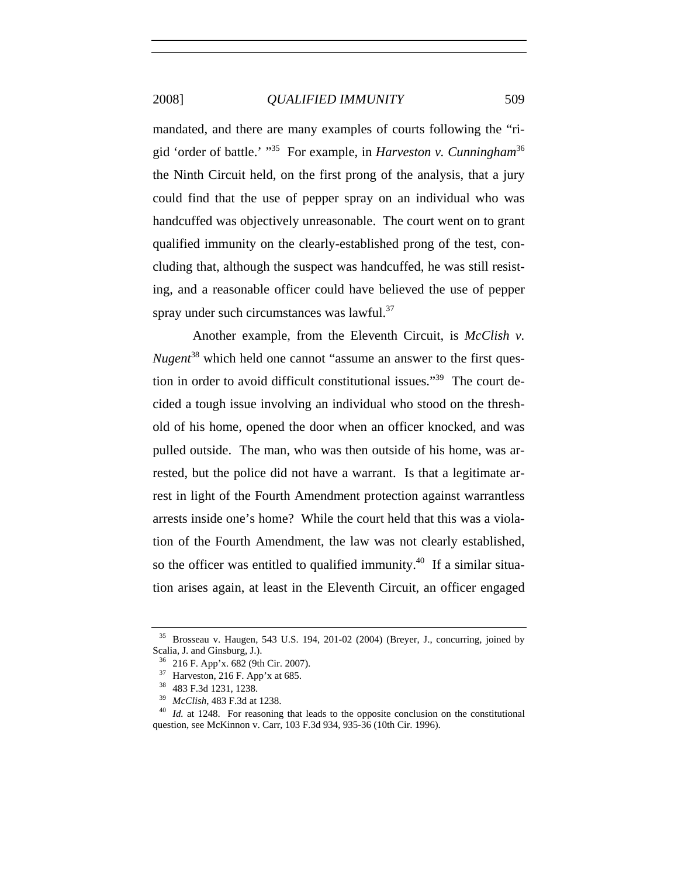mandated, and there are many examples of courts following the "rigid 'order of battle.' "[35] For example, in *Harveston v. Cunningham*[36] the Ninth Circuit held, on the first prong of the analysis, that a jury could find that the use of pepper spray on an individual who was handcuffed was objectively unreasonable. The court went on to grant qualified immunity on the clearly-established prong of the test, concluding that, although the suspect was handcuffed, he was still resisting, and a reasonable officer could have believed the use of pepper spray under such circumstances was lawful.[37]

Another example, from the Eleventh Circuit, is *McClish v. Nugent*[38] which held one cannot "assume an answer to the first question in order to avoid difficult constitutional issues."[39] The court decided a tough issue involving an individual who stood on the threshold of his home, opened the door when an officer knocked, and was pulled outside. The man, who was then outside of his home, was arrested, but the police did not have a warrant. Is that a legitimate arrest in light of the Fourth Amendment protection against warrantless arrests inside one's home? While the court held that this was a violation of the Fourth Amendment, the law was not clearly established, so the officer was entitled to qualified immunity.[40] If a similar situation arises again, at least in the Eleventh Circuit, an officer engaged

---

[35] Brosseau v. Haugen, 543 U.S. 194, 201-02 (2004) (Breyer, J., concurring, joined by Scalia, J. and Ginsburg, J.).

[36] 216 F. App'x. 682 (9th Cir. 2007).

[37] Harveston, 216 F. App'x at 685.

[38] 483 F.3d 1231, 1238.

[39] *McClish*, 483 F.3d at 1238.

[40] *Id.* at 1248. For reasoning that leads to the opposite conclusion on the constitutional question, see McKinnon v. Carr, 103 F.3d 934, 935-36 (10th Cir. 1996).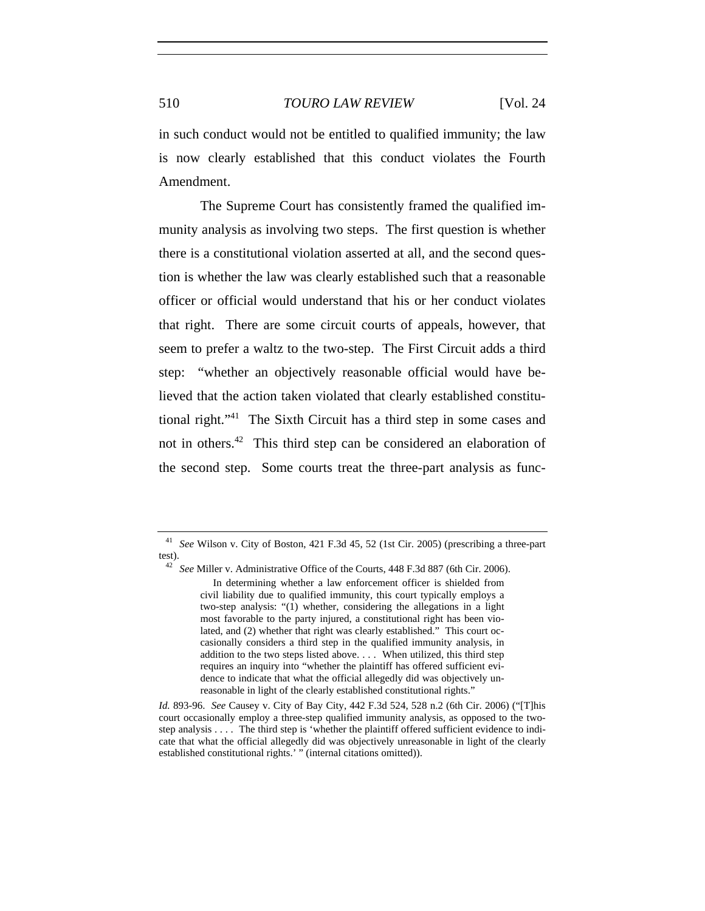in such conduct would not be entitled to qualified immunity; the law is now clearly established that this conduct violates the Fourth Amendment.

The Supreme Court has consistently framed the qualified immunity analysis as involving two steps. The first question is whether there is a constitutional violation asserted at all, and the second question is whether the law was clearly established such that a reasonable officer or official would understand that his or her conduct violates that right. There are some circuit courts of appeals, however, that seem to prefer a waltz to the two-step. The First Circuit adds a third step: "whether an objectively reasonable official would have believed that the action taken violated that clearly established constitutional right."[41] The Sixth Circuit has a third step in some cases and not in others.[42] This third step can be considered an elaboration of the second step. Some courts treat the three-part analysis as func-

---

[41] *See* Wilson v. City of Boston, 421 F.3d 45, 52 (1st Cir. 2005) (prescribing a three-part test).

[42] *See* Miller v. Administrative Office of the Courts, 448 F.3d 887 (6th Cir. 2006).

> In determining whether a law enforcement officer is shielded from civil liability due to qualified immunity, this court typically employs a two-step analysis: "(1) whether, considering the allegations in a light most favorable to the party injured, a constitutional right has been violated, and (2) whether that right was clearly established." This court occasionally considers a third step in the qualified immunity analysis, in addition to the two steps listed above. . . . When utilized, this third step requires an inquiry into "whether the plaintiff has offered sufficient evidence to indicate that what the official allegedly did was objectively unreasonable in light of the clearly established constitutional rights."

*Id.* 893-96. *See* Causey v. City of Bay City, 442 F.3d 524, 528 n.2 (6th Cir. 2006) ("[T]his court occasionally employ a three-step qualified immunity analysis, as opposed to the two-step analysis . . . . The third step is 'whether the plaintiff offered sufficient evidence to indicate that what the official allegedly did was objectively unreasonable in light of the clearly established constitutional rights.' " (internal citations omitted)).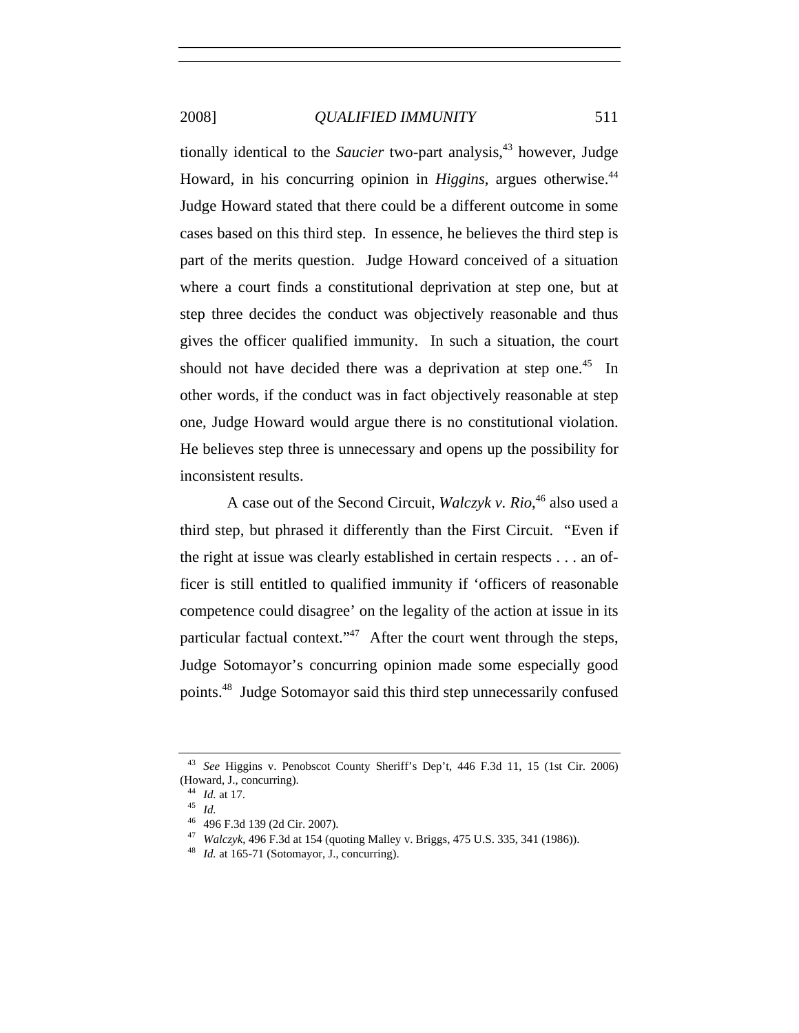tionally identical to the *Saucier* two-part analysis,[43] however, Judge Howard, in his concurring opinion in *Higgins*, argues otherwise.[44] Judge Howard stated that there could be a different outcome in some cases based on this third step. In essence, he believes the third step is part of the merits question. Judge Howard conceived of a situation where a court finds a constitutional deprivation at step one, but at step three decides the conduct was objectively reasonable and thus gives the officer qualified immunity. In such a situation, the court should not have decided there was a deprivation at step one.[45] In other words, if the conduct was in fact objectively reasonable at step one, Judge Howard would argue there is no constitutional violation. He believes step three is unnecessary and opens up the possibility for inconsistent results.

A case out of the Second Circuit, *Walczyk v. Rio*,[46] also used a third step, but phrased it differently than the First Circuit. "Even if the right at issue was clearly established in certain respects . . . an officer is still entitled to qualified immunity if 'officers of reasonable competence could disagree' on the legality of the action at issue in its particular factual context."[47] After the court went through the steps, Judge Sotomayor's concurring opinion made some especially good points.[48] Judge Sotomayor said this third step unnecessarily confused

---

[43] *See* Higgins v. Penobscot County Sheriff's Dep't, 446 F.3d 11, 15 (1st Cir. 2006) (Howard, J., concurring).

[44] *Id.* at 17.

[45] *Id.*

[46] 496 F.3d 139 (2d Cir. 2007).

[47] *Walczyk*, 496 F.3d at 154 (quoting Malley v. Briggs, 475 U.S. 335, 341 (1986)).

[48] *Id.* at 165-71 (Sotomayor, J., concurring).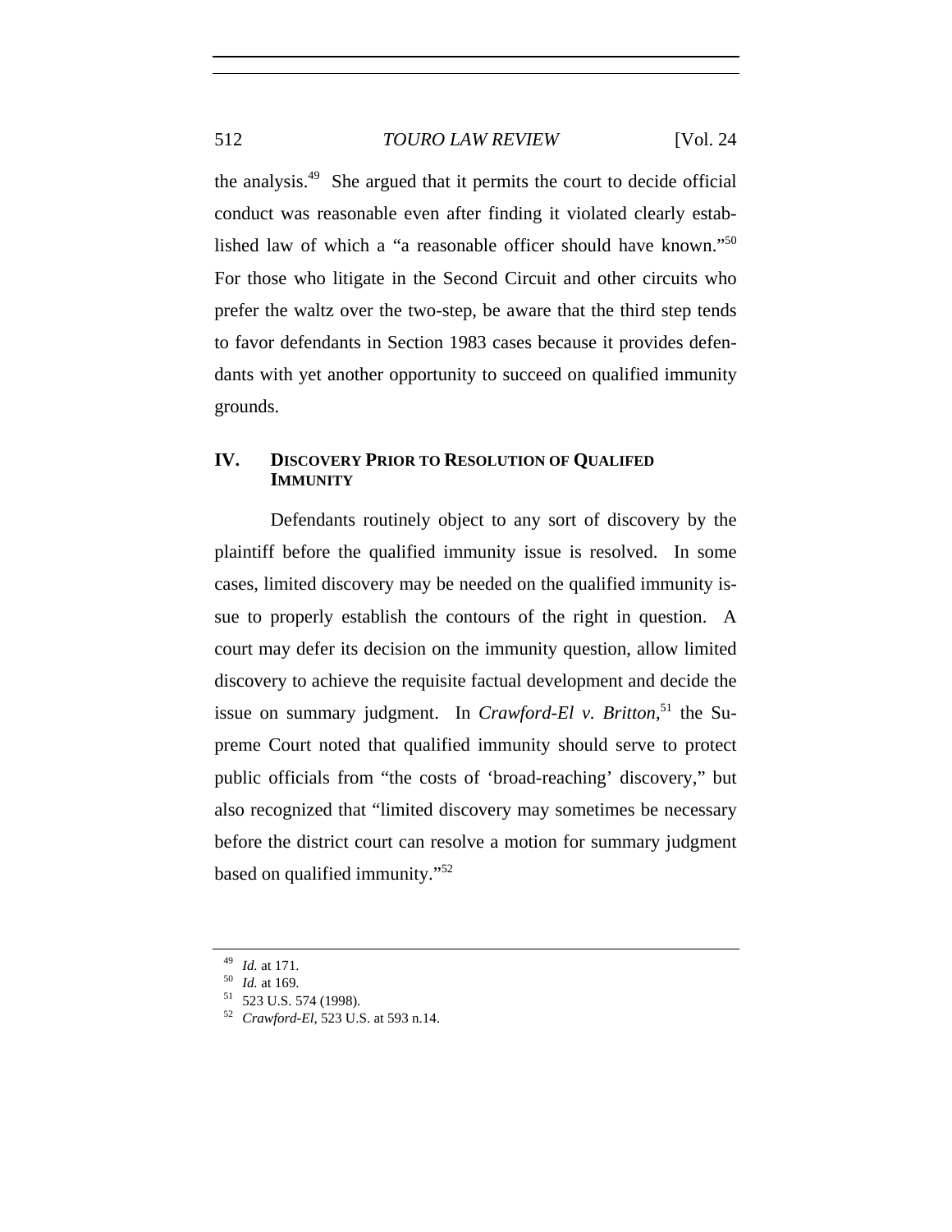the analysis.[49] She argued that it permits the court to decide official conduct was reasonable even after finding it violated clearly established law of which a "a reasonable officer should have known."[50] For those who litigate in the Second Circuit and other circuits who prefer the waltz over the two-step, be aware that the third step tends to favor defendants in Section 1983 cases because it provides defendants with yet another opportunity to succeed on qualified immunity grounds.

## IV. DISCOVERY PRIOR TO RESOLUTION OF QUALIFED IMMUNITY

Defendants routinely object to any sort of discovery by the plaintiff before the qualified immunity issue is resolved. In some cases, limited discovery may be needed on the qualified immunity issue to properly establish the contours of the right in question. A court may defer its decision on the immunity question, allow limited discovery to achieve the requisite factual development and decide the issue on summary judgment. In *Crawford-El v. Britton*,[51] the Supreme Court noted that qualified immunity should serve to protect public officials from "the costs of 'broad-reaching' discovery," but also recognized that "limited discovery may sometimes be necessary before the district court can resolve a motion for summary judgment based on qualified immunity."[52]

---

[49] *Id.* at 171.

[50] *Id.* at 169.

[51] 523 U.S. 574 (1998).

[52] *Crawford-El*, 523 U.S. at 593 n.14.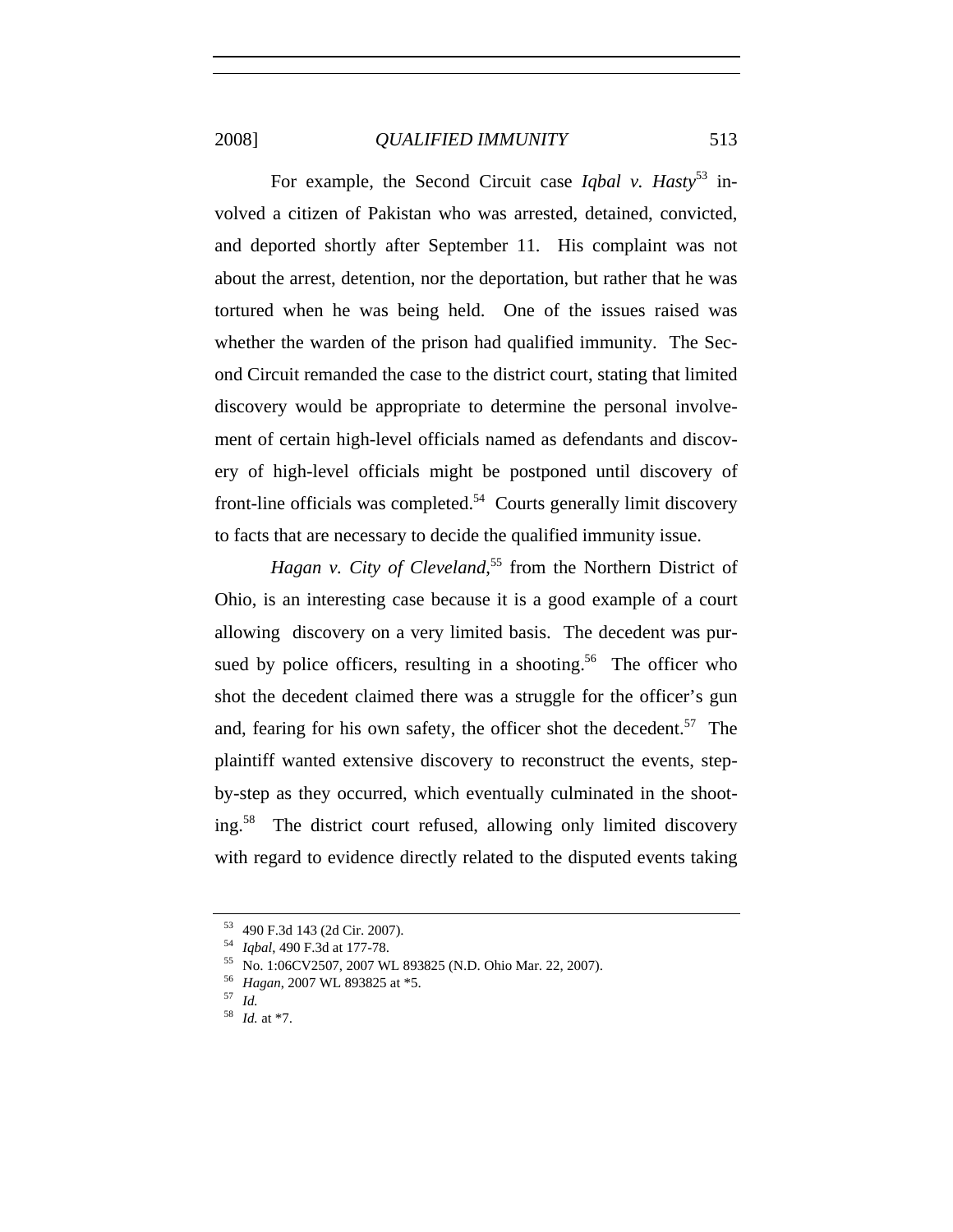For example, the Second Circuit case *Iqbal v. Hasty*[53] involved a citizen of Pakistan who was arrested, detained, convicted, and deported shortly after September 11. His complaint was not about the arrest, detention, nor the deportation, but rather that he was tortured when he was being held. One of the issues raised was whether the warden of the prison had qualified immunity. The Second Circuit remanded the case to the district court, stating that limited discovery would be appropriate to determine the personal involvement of certain high-level officials named as defendants and discovery of high-level officials might be postponed until discovery of front-line officials was completed.[54] Courts generally limit discovery to facts that are necessary to decide the qualified immunity issue.

*Hagan v. City of Cleveland*,[55] from the Northern District of Ohio, is an interesting case because it is a good example of a court allowing discovery on a very limited basis. The decedent was pursued by police officers, resulting in a shooting.[56] The officer who shot the decedent claimed there was a struggle for the officer's gun and, fearing for his own safety, the officer shot the decedent.[57] The plaintiff wanted extensive discovery to reconstruct the events, step-by-step as they occurred, which eventually culminated in the shooting.[58] The district court refused, allowing only limited discovery with regard to evidence directly related to the disputed events taking

---

[53] 490 F.3d 143 (2d Cir. 2007).

[54] *Iqbal*, 490 F.3d at 177-78.

[55] No. 1:06CV2507, 2007 WL 893825 (N.D. Ohio Mar. 22, 2007).

[56] *Hagan*, 2007 WL 893825 at *5.

[57] *Id.*

[58] *Id.* at *7.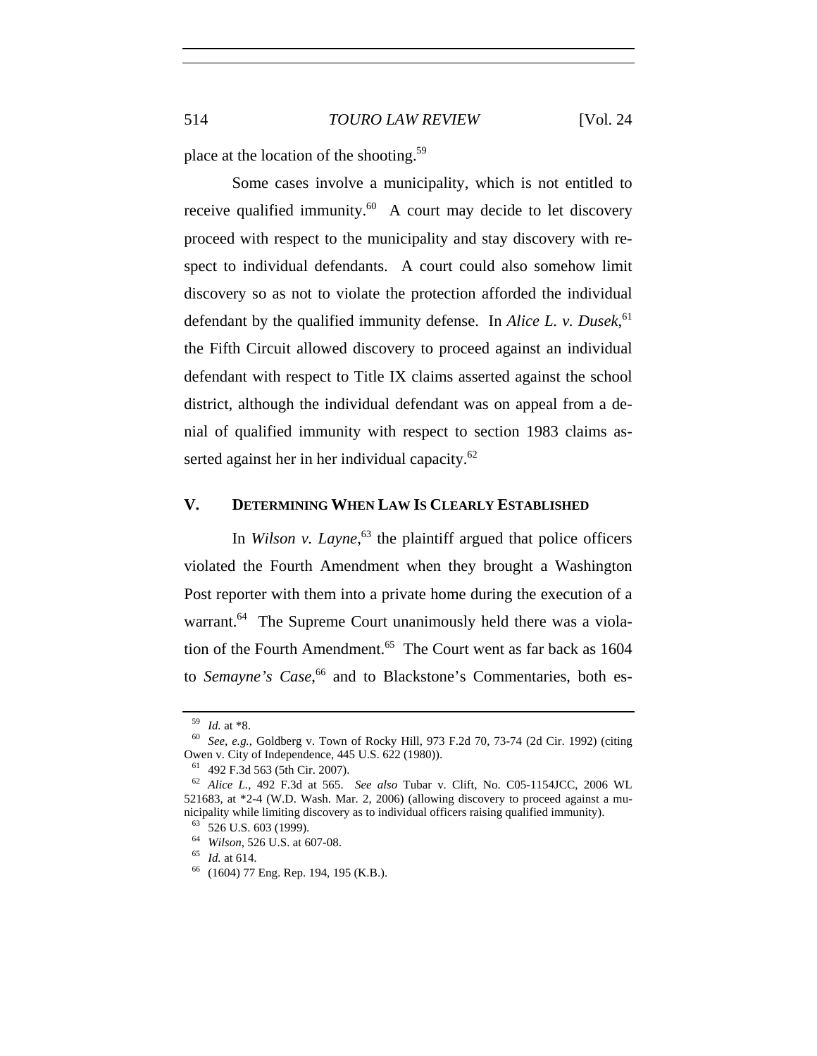place at the location of the shooting.[59]

Some cases involve a municipality, which is not entitled to receive qualified immunity.[60] A court may decide to let discovery proceed with respect to the municipality and stay discovery with respect to individual defendants. A court could also somehow limit discovery so as not to violate the protection afforded the individual defendant by the qualified immunity defense. In *Alice L. v. Dusek*,[61] the Fifth Circuit allowed discovery to proceed against an individual defendant with respect to Title IX claims asserted against the school district, although the individual defendant was on appeal from a denial of qualified immunity with respect to section 1983 claims asserted against her in her individual capacity.[62]

## V. DETERMINING WHEN LAW IS CLEARLY ESTABLISHED

In *Wilson v. Layne*,[63] the plaintiff argued that police officers violated the Fourth Amendment when they brought a Washington Post reporter with them into a private home during the execution of a warrant.[64] The Supreme Court unanimously held there was a violation of the Fourth Amendment.[65] The Court went as far back as 1604 to *Semayne's Case*,[66] and to Blackstone's Commentaries, both es-

---

[59] *Id.* at *8.

[60] *See, e.g.*, Goldberg v. Town of Rocky Hill, 973 F.2d 70, 73-74 (2d Cir. 1992) (citing Owen v. City of Independence, 445 U.S. 622 (1980)).

[61] 492 F.3d 563 (5th Cir. 2007).

[62] *Alice L.*, 492 F.3d at 565. *See also* Tubar v. Clift, No. C05-1154JCC, 2006 WL 521683, at *2-4 (W.D. Wash. Mar. 2, 2006) (allowing discovery to proceed against a municipality while limiting discovery as to individual officers raising qualified immunity).

[63] 526 U.S. 603 (1999).

[64] *Wilson*, 526 U.S. at 607-08.

[65] *Id.* at 614.

[66] (1604) 77 Eng. Rep. 194, 195 (K.B.).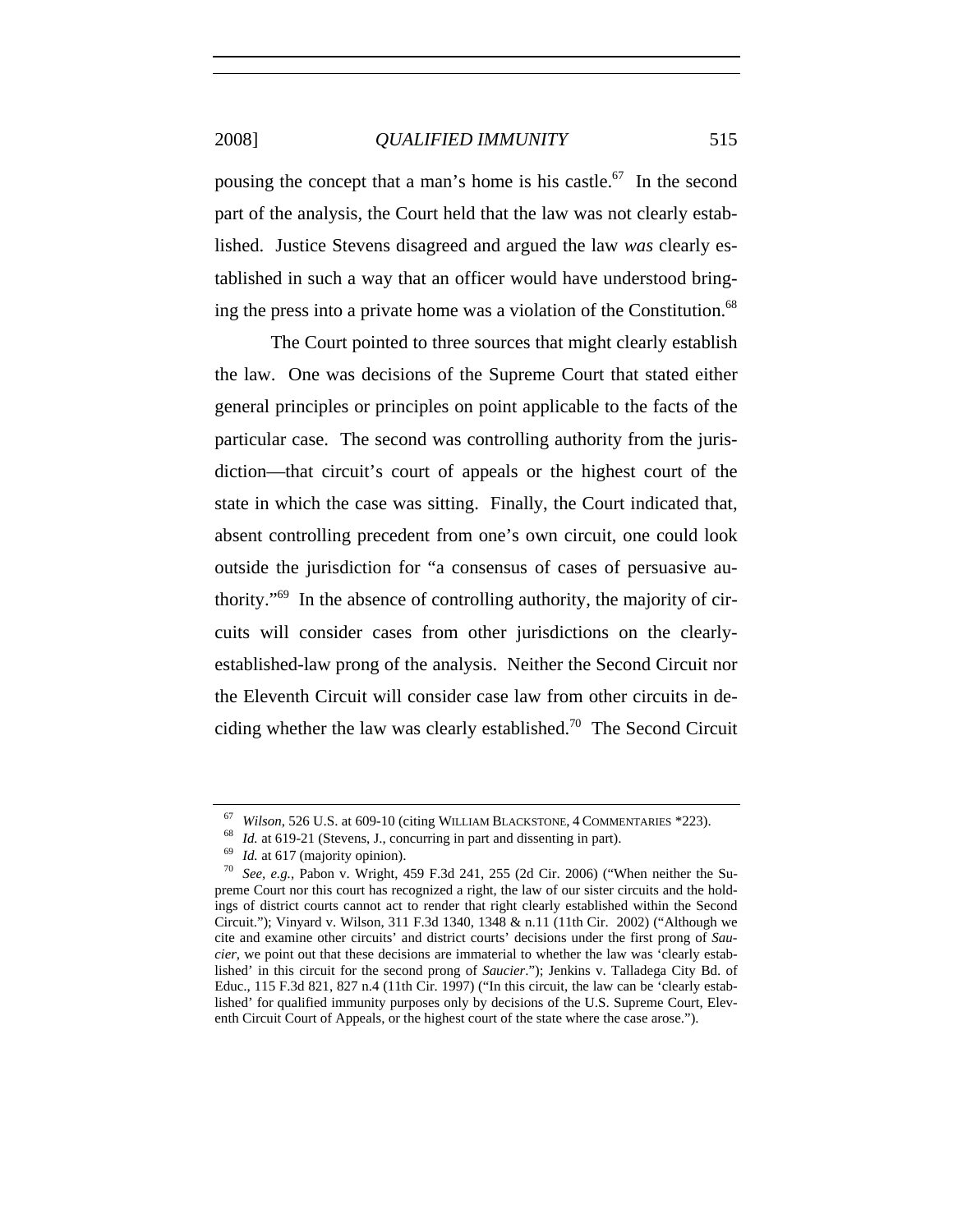pousing the concept that a man's home is his castle.[67] In the second part of the analysis, the Court held that the law was not clearly established. Justice Stevens disagreed and argued the law *was* clearly established in such a way that an officer would have understood bringing the press into a private home was a violation of the Constitution.[68]

The Court pointed to three sources that might clearly establish the law. One was decisions of the Supreme Court that stated either general principles or principles on point applicable to the facts of the particular case. The second was controlling authority from the jurisdiction—that circuit's court of appeals or the highest court of the state in which the case was sitting. Finally, the Court indicated that, absent controlling precedent from one's own circuit, one could look outside the jurisdiction for "a consensus of cases of persuasive authority."[69] In the absence of controlling authority, the majority of circuits will consider cases from other jurisdictions on the clearly-established-law prong of the analysis. Neither the Second Circuit nor the Eleventh Circuit will consider case law from other circuits in deciding whether the law was clearly established.[70] The Second Circuit

---

[67] *Wilson*, 526 U.S. at 609-10 (citing WILLIAM BLACKSTONE, 4 COMMENTARIES *223).

[68] *Id.* at 619-21 (Stevens, J., concurring in part and dissenting in part).

[69] *Id.* at 617 (majority opinion).

[70] *See, e.g.*, Pabon v. Wright, 459 F.3d 241, 255 (2d Cir. 2006) ("When neither the Supreme Court nor this court has recognized a right, the law of our sister circuits and the holdings of district courts cannot act to render that right clearly established within the Second Circuit."); Vinyard v. Wilson, 311 F.3d 1340, 1348 & n.11 (11th Cir. 2002) ("Although we cite and examine other circuits' and district courts' decisions under the first prong of *Saucier*, we point out that these decisions are immaterial to whether the law was 'clearly established' in this circuit for the second prong of *Saucier*."); Jenkins v. Talladega City Bd. of Educ., 115 F.3d 821, 827 n.4 (11th Cir. 1997) ("In this circuit, the law can be 'clearly established' for qualified immunity purposes only by decisions of the U.S. Supreme Court, Eleventh Circuit Court of Appeals, or the highest court of the state where the case arose.").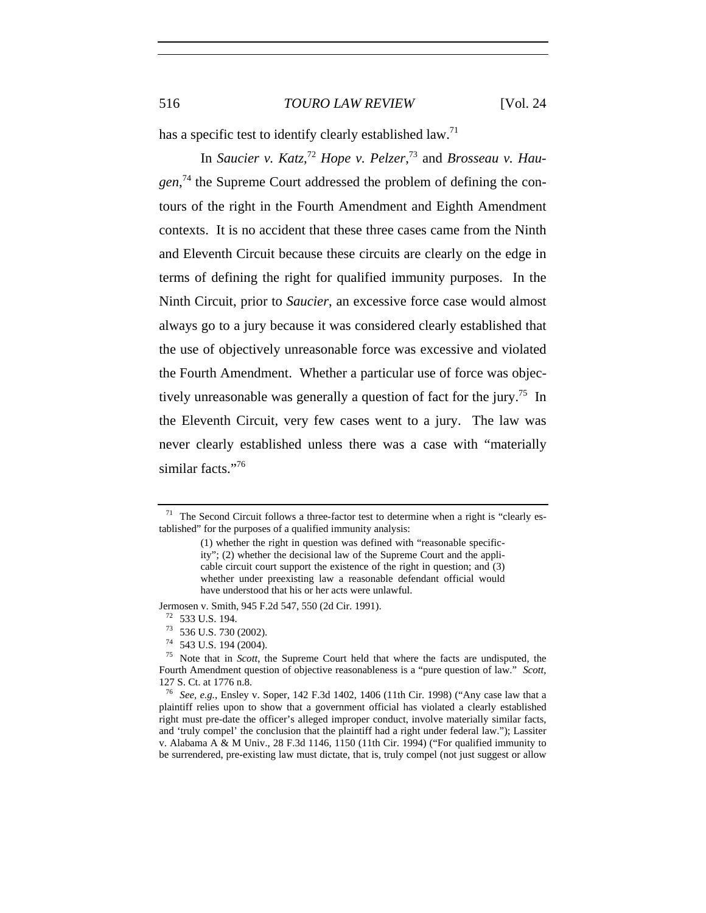has a specific test to identify clearly established law.[71]

In *Saucier v. Katz*,[72] *Hope v. Pelzer*,[73] and *Brosseau v. Haugen*,[74] the Supreme Court addressed the problem of defining the contours of the right in the Fourth Amendment and Eighth Amendment contexts. It is no accident that these three cases came from the Ninth and Eleventh Circuit because these circuits are clearly on the edge in terms of defining the right for qualified immunity purposes. In the Ninth Circuit, prior to *Saucier*, an excessive force case would almost always go to a jury because it was considered clearly established that the use of objectively unreasonable force was excessive and violated the Fourth Amendment. Whether a particular use of force was objectively unreasonable was generally a question of fact for the jury.[75] In the Eleventh Circuit, very few cases went to a jury. The law was never clearly established unless there was a case with "materially similar facts."[76]

---

[71] The Second Circuit follows a three-factor test to determine when a right is "clearly established" for the purposes of a qualified immunity analysis:

> (1) whether the right in question was defined with "reasonable specificity"; (2) whether the decisional law of the Supreme Court and the applicable circuit court support the existence of the right in question; and (3) whether under preexisting law a reasonable defendant official would have understood that his or her acts were unlawful.

Jermosen v. Smith, 945 F.2d 547, 550 (2d Cir. 1991).

[72] 533 U.S. 194.

[73] 536 U.S. 730 (2002).

[74] 543 U.S. 194 (2004).

[75] Note that in *Scott*, the Supreme Court held that where the facts are undisputed, the Fourth Amendment question of objective reasonableness is a "pure question of law." *Scott*, 127 S. Ct. at 1776 n.8.

[76] *See, e.g.*, Ensley v. Soper, 142 F.3d 1402, 1406 (11th Cir. 1998) ("Any case law that a plaintiff relies upon to show that a government official has violated a clearly established right must pre-date the officer's alleged improper conduct, involve materially similar facts, and 'truly compel' the conclusion that the plaintiff had a right under federal law."); Lassiter v. Alabama A & M Univ., 28 F.3d 1146, 1150 (11th Cir. 1994) ("For qualified immunity to be surrendered, pre-existing law must dictate, that is, truly compel (not just suggest or allow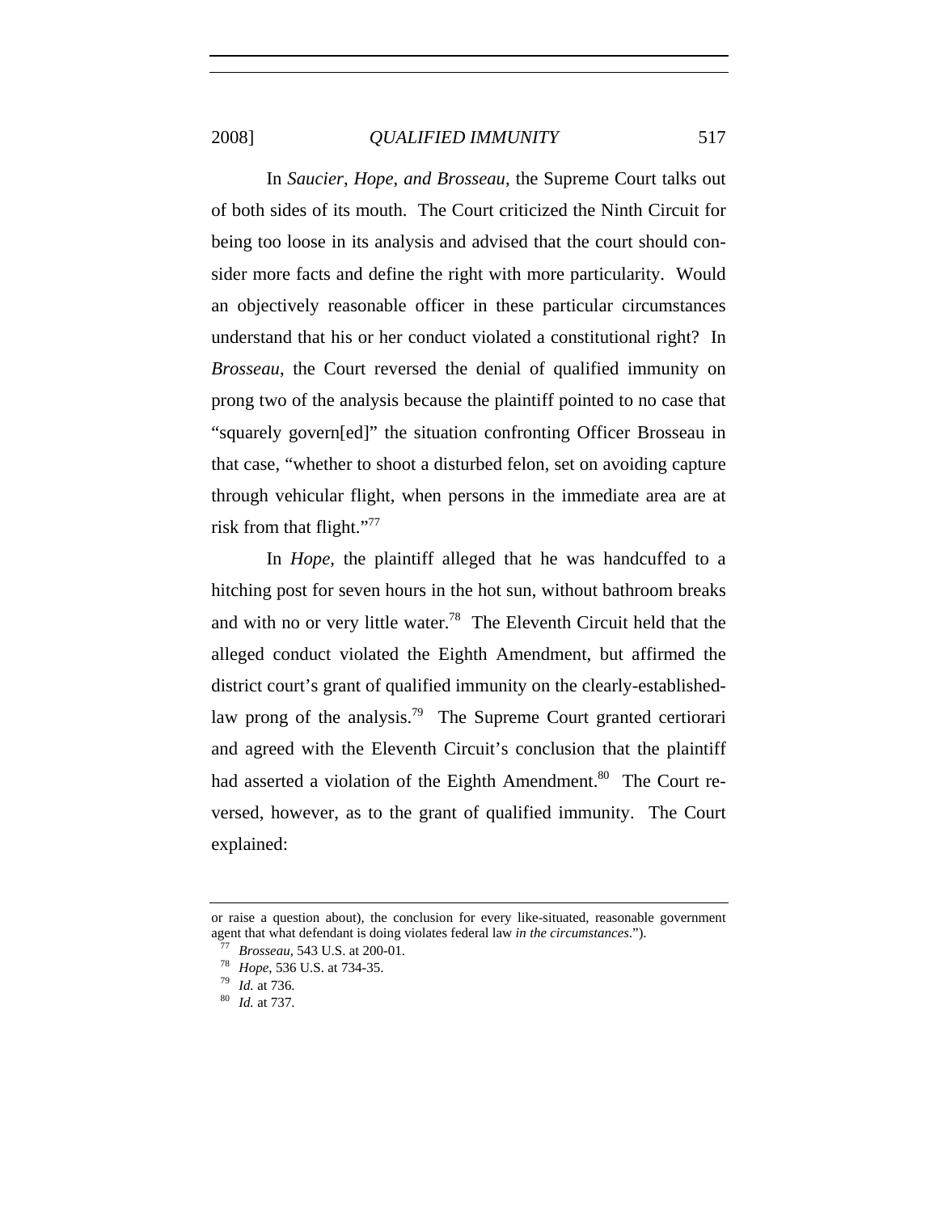In *Saucier*, *Hope*, *and Brosseau*, the Supreme Court talks out of both sides of its mouth. The Court criticized the Ninth Circuit for being too loose in its analysis and advised that the court should consider more facts and define the right with more particularity. Would an objectively reasonable officer in these particular circumstances understand that his or her conduct violated a constitutional right? In *Brosseau*, the Court reversed the denial of qualified immunity on prong two of the analysis because the plaintiff pointed to no case that "squarely govern[ed]" the situation confronting Officer Brosseau in that case, "whether to shoot a disturbed felon, set on avoiding capture through vehicular flight, when persons in the immediate area are at risk from that flight."[77]

In *Hope*, the plaintiff alleged that he was handcuffed to a hitching post for seven hours in the hot sun, without bathroom breaks and with no or very little water.[78] The Eleventh Circuit held that the alleged conduct violated the Eighth Amendment, but affirmed the district court's grant of qualified immunity on the clearly-established-law prong of the analysis.[79] The Supreme Court granted certiorari and agreed with the Eleventh Circuit's conclusion that the plaintiff had asserted a violation of the Eighth Amendment.[80] The Court reversed, however, as to the grant of qualified immunity. The Court explained:

---

or raise a question about), the conclusion for every like-situated, reasonable government agent that what defendant is doing violates federal law *in the circumstances*.").

[77] *Brosseau*, 543 U.S. at 200-01.

[78] *Hope*, 536 U.S. at 734-35.

[79] *Id.* at 736.

[80] *Id.* at 737.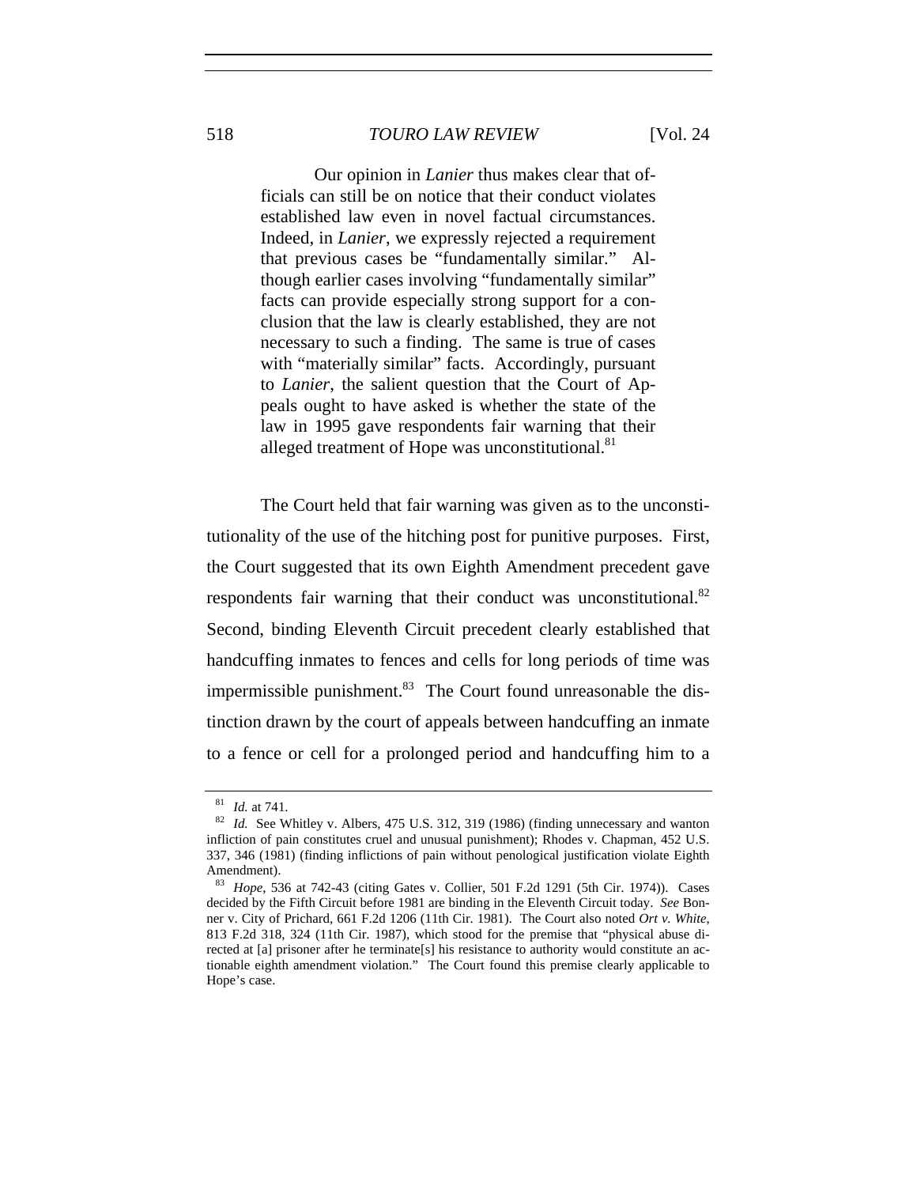> Our opinion in *Lanier* thus makes clear that officials can still be on notice that their conduct violates established law even in novel factual circumstances. Indeed, in *Lanier*, we expressly rejected a requirement that previous cases be "fundamentally similar." Although earlier cases involving "fundamentally similar" facts can provide especially strong support for a conclusion that the law is clearly established, they are not necessary to such a finding. The same is true of cases with "materially similar" facts. Accordingly, pursuant to *Lanier*, the salient question that the Court of Appeals ought to have asked is whether the state of the law in 1995 gave respondents fair warning that their alleged treatment of Hope was unconstitutional.[81]

The Court held that fair warning was given as to the unconstitutionality of the use of the hitching post for punitive purposes. First, the Court suggested that its own Eighth Amendment precedent gave respondents fair warning that their conduct was unconstitutional.[82] Second, binding Eleventh Circuit precedent clearly established that handcuffing inmates to fences and cells for long periods of time was impermissible punishment.[83] The Court found unreasonable the distinction drawn by the court of appeals between handcuffing an inmate to a fence or cell for a prolonged period and handcuffing him to a

---

[81] *Id.* at 741.

[82] *Id.* See Whitley v. Albers, 475 U.S. 312, 319 (1986) (finding unnecessary and wanton infliction of pain constitutes cruel and unusual punishment); Rhodes v. Chapman, 452 U.S. 337, 346 (1981) (finding inflictions of pain without penological justification violate Eighth Amendment).

[83] *Hope*, 536 at 742-43 (citing Gates v. Collier, 501 F.2d 1291 (5th Cir. 1974)). Cases decided by the Fifth Circuit before 1981 are binding in the Eleventh Circuit today. *See* Bonner v. City of Prichard, 661 F.2d 1206 (11th Cir. 1981). The Court also noted *Ort v. White*, 813 F.2d 318, 324 (11th Cir. 1987), which stood for the premise that "physical abuse directed at [a] prisoner after he terminate[s] his resistance to authority would constitute an actionable eighth amendment violation." The Court found this premise clearly applicable to Hope's case.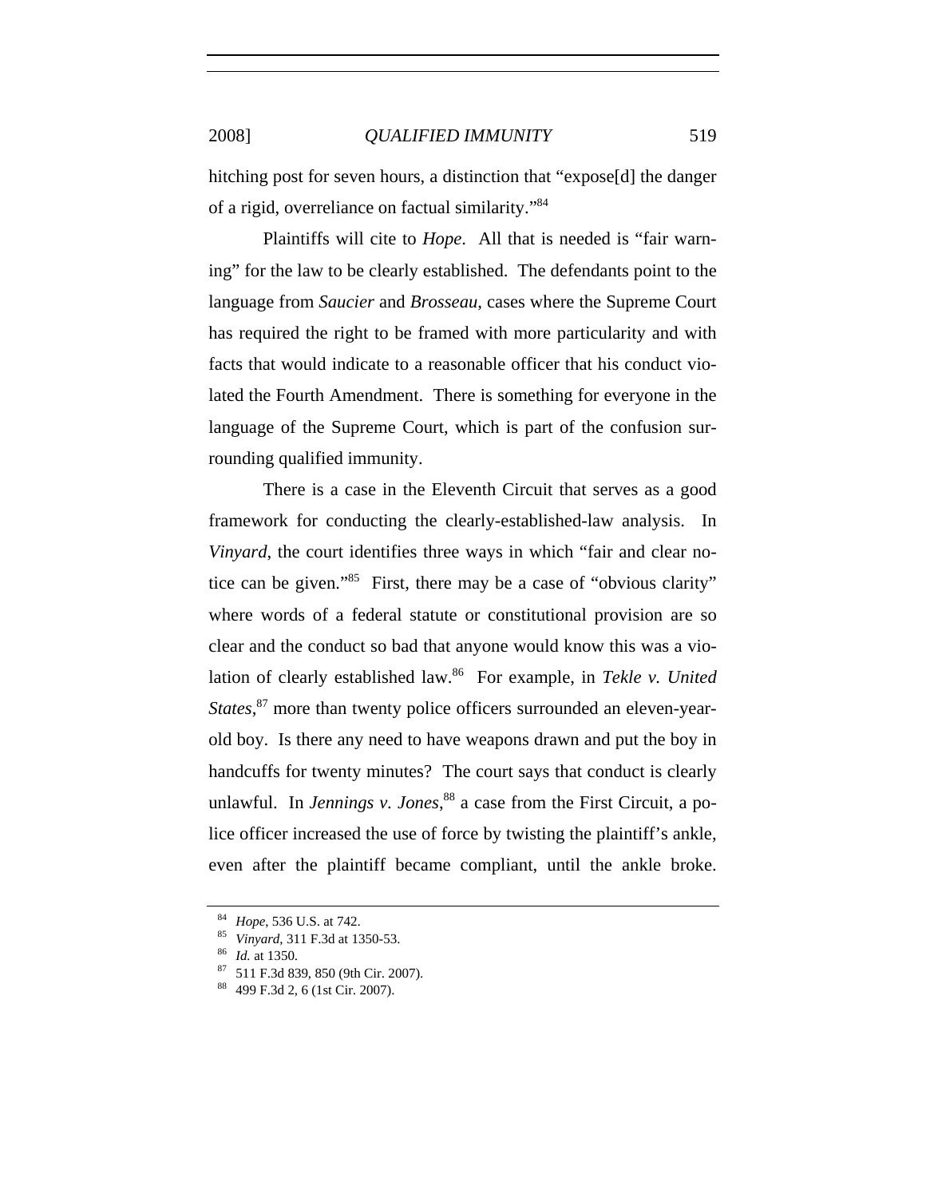hitching post for seven hours, a distinction that "expose[d] the danger of a rigid, overreliance on factual similarity."[84]

Plaintiffs will cite to *Hope*. All that is needed is "fair warning" for the law to be clearly established. The defendants point to the language from *Saucier* and *Brosseau*, cases where the Supreme Court has required the right to be framed with more particularity and with facts that would indicate to a reasonable officer that his conduct violated the Fourth Amendment. There is something for everyone in the language of the Supreme Court, which is part of the confusion surrounding qualified immunity.

There is a case in the Eleventh Circuit that serves as a good framework for conducting the clearly-established-law analysis. In *Vinyard*, the court identifies three ways in which "fair and clear notice can be given."[85] First, there may be a case of "obvious clarity" where words of a federal statute or constitutional provision are so clear and the conduct so bad that anyone would know this was a violation of clearly established law.[86] For example, in *Tekle v. United States*,[87] more than twenty police officers surrounded an eleven-year-old boy. Is there any need to have weapons drawn and put the boy in handcuffs for twenty minutes? The court says that conduct is clearly unlawful. In *Jennings v. Jones*,[88] a case from the First Circuit, a police officer increased the use of force by twisting the plaintiff's ankle, even after the plaintiff became compliant, until the ankle broke.

---

[84] *Hope*, 536 U.S. at 742.

[85] *Vinyard*, 311 F.3d at 1350-53.

[86] *Id.* at 1350.

[87] 511 F.3d 839, 850 (9th Cir. 2007).

[88] 499 F.3d 2, 6 (1st Cir. 2007).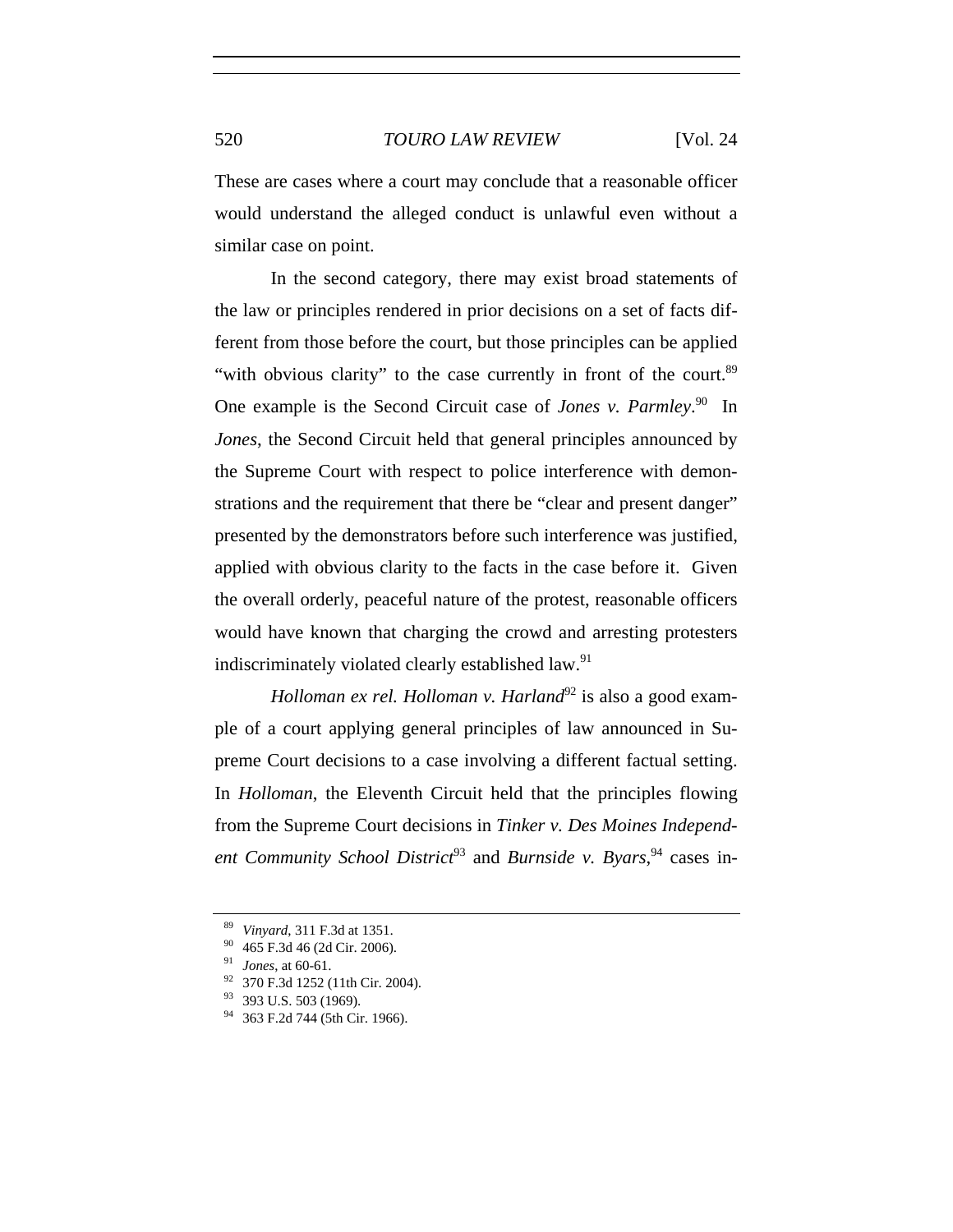These are cases where a court may conclude that a reasonable officer would understand the alleged conduct is unlawful even without a similar case on point.

In the second category, there may exist broad statements of the law or principles rendered in prior decisions on a set of facts different from those before the court, but those principles can be applied "with obvious clarity" to the case currently in front of the court.[89] One example is the Second Circuit case of *Jones v. Parmley*.[90] In *Jones*, the Second Circuit held that general principles announced by the Supreme Court with respect to police interference with demonstrations and the requirement that there be "clear and present danger" presented by the demonstrators before such interference was justified, applied with obvious clarity to the facts in the case before it. Given the overall orderly, peaceful nature of the protest, reasonable officers would have known that charging the crowd and arresting protesters indiscriminately violated clearly established law.[91]

*Holloman ex rel. Holloman v. Harland*[92] is also a good example of a court applying general principles of law announced in Supreme Court decisions to a case involving a different factual setting. In *Holloman*, the Eleventh Circuit held that the principles flowing from the Supreme Court decisions in *Tinker v. Des Moines Independent Community School District*[93] and *Burnside v. Byars*,[94] cases in-

---

[89] *Vinyard*, 311 F.3d at 1351.

[90] 465 F.3d 46 (2d Cir. 2006).

[91] *Jones*, at 60-61.

[92] 370 F.3d 1252 (11th Cir. 2004).

[93] 393 U.S. 503 (1969).

[94] 363 F.2d 744 (5th Cir. 1966).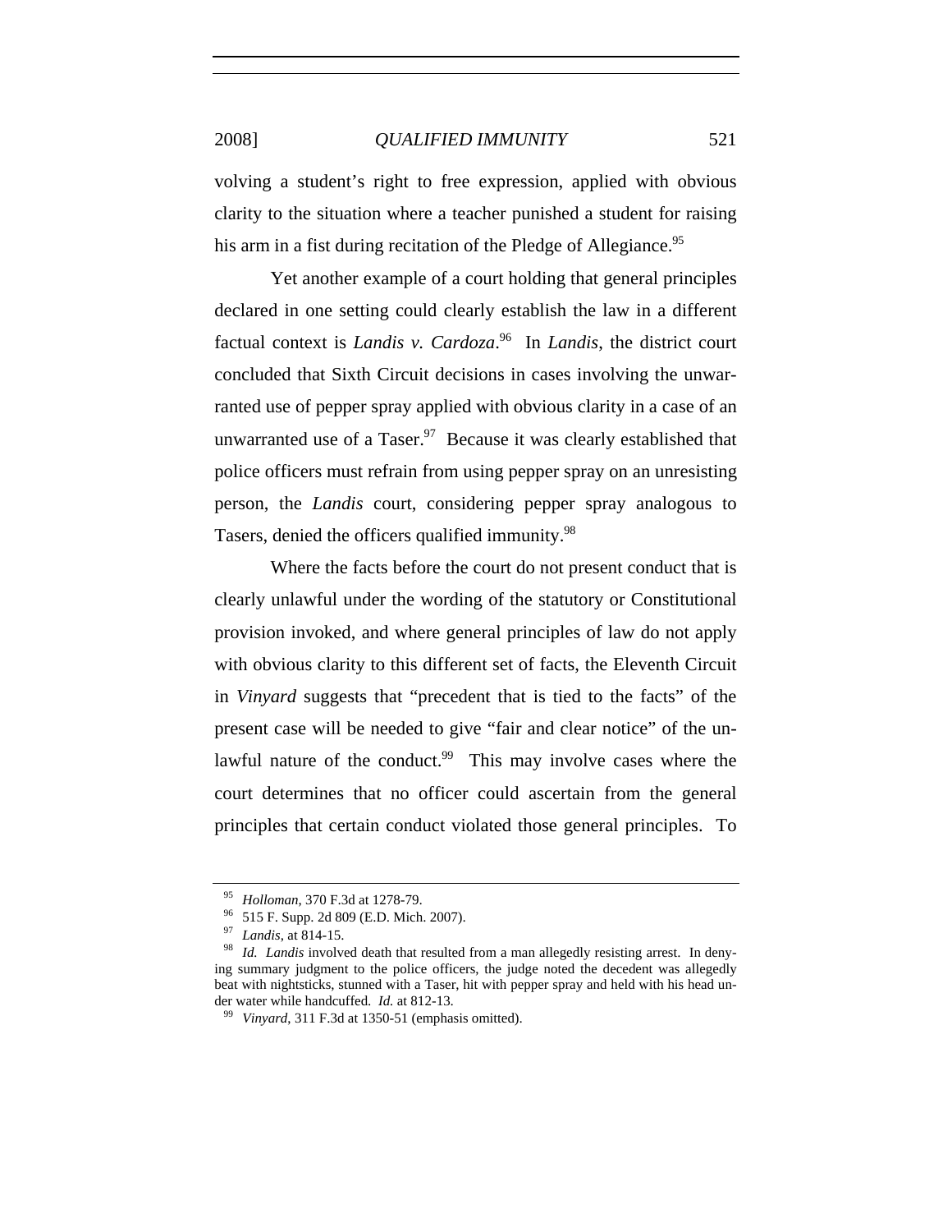volving a student's right to free expression, applied with obvious clarity to the situation where a teacher punished a student for raising his arm in a fist during recitation of the Pledge of Allegiance.[95]

Yet another example of a court holding that general principles declared in one setting could clearly establish the law in a different factual context is *Landis v. Cardoza*.[96] In *Landis*, the district court concluded that Sixth Circuit decisions in cases involving the unwarranted use of pepper spray applied with obvious clarity in a case of an unwarranted use of a Taser.[97] Because it was clearly established that police officers must refrain from using pepper spray on an unresisting person, the *Landis* court, considering pepper spray analogous to Tasers, denied the officers qualified immunity.[98]

Where the facts before the court do not present conduct that is clearly unlawful under the wording of the statutory or Constitutional provision invoked, and where general principles of law do not apply with obvious clarity to this different set of facts, the Eleventh Circuit in *Vinyard* suggests that "precedent that is tied to the facts" of the present case will be needed to give "fair and clear notice" of the unlawful nature of the conduct.[99] This may involve cases where the court determines that no officer could ascertain from the general principles that certain conduct violated those general principles. To

---

[95] *Holloman*, 370 F.3d at 1278-79.

[96] 515 F. Supp. 2d 809 (E.D. Mich. 2007).

[97] *Landis*, at 814-15.

[98] *Id.* *Landis* involved death that resulted from a man allegedly resisting arrest. In denying summary judgment to the police officers, the judge noted the decedent was allegedly beat with nightsticks, stunned with a Taser, hit with pepper spray and held with his head under water while handcuffed. *Id.* at 812-13.

[99] *Vinyard*, 311 F.3d at 1350-51 (emphasis omitted).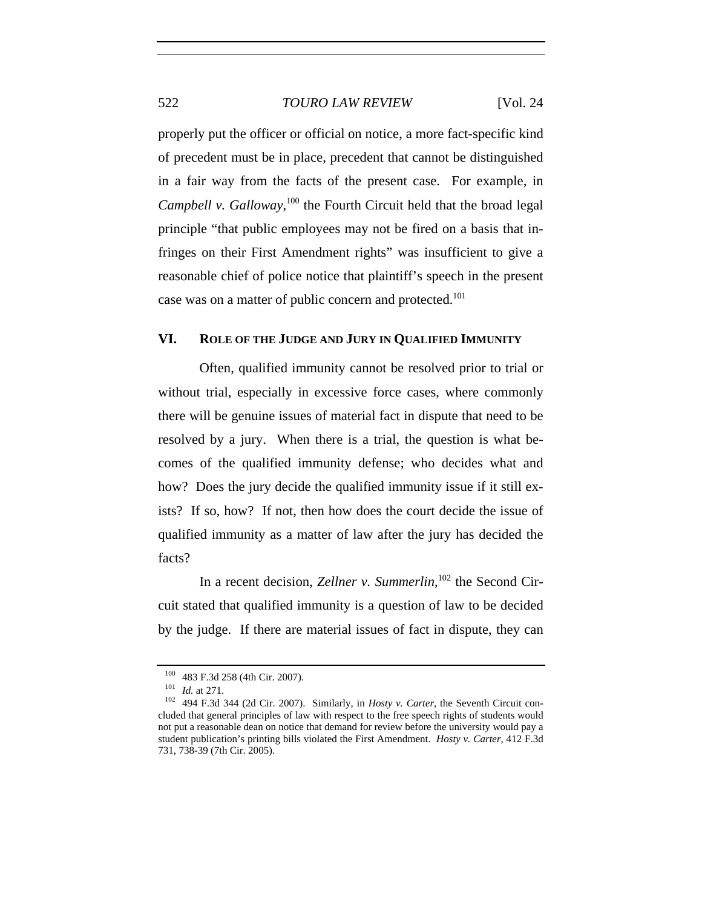properly put the officer or official on notice, a more fact-specific kind of precedent must be in place, precedent that cannot be distinguished in a fair way from the facts of the present case. For example, in *Campbell v. Galloway*,[100] the Fourth Circuit held that the broad legal principle "that public employees may not be fired on a basis that infringes on their First Amendment rights" was insufficient to give a reasonable chief of police notice that plaintiff's speech in the present case was on a matter of public concern and protected.[101]

## VI. ROLE OF THE JUDGE AND JURY IN QUALIFIED IMMUNITY

Often, qualified immunity cannot be resolved prior to trial or without trial, especially in excessive force cases, where commonly there will be genuine issues of material fact in dispute that need to be resolved by a jury. When there is a trial, the question is what becomes of the qualified immunity defense; who decides what and how? Does the jury decide the qualified immunity issue if it still exists? If so, how? If not, then how does the court decide the issue of qualified immunity as a matter of law after the jury has decided the facts?

In a recent decision, *Zellner v. Summerlin*,[102] the Second Circuit stated that qualified immunity is a question of law to be decided by the judge. If there are material issues of fact in dispute, they can

---

[100] 483 F.3d 258 (4th Cir. 2007).

[101] *Id.* at 271.

[102] 494 F.3d 344 (2d Cir. 2007). Similarly, in *Hosty v. Carter*, the Seventh Circuit concluded that general principles of law with respect to the free speech rights of students would not put a reasonable dean on notice that demand for review before the university would pay a student publication's printing bills violated the First Amendment. *Hosty v. Carter*, 412 F.3d 731, 738-39 (7th Cir. 2005).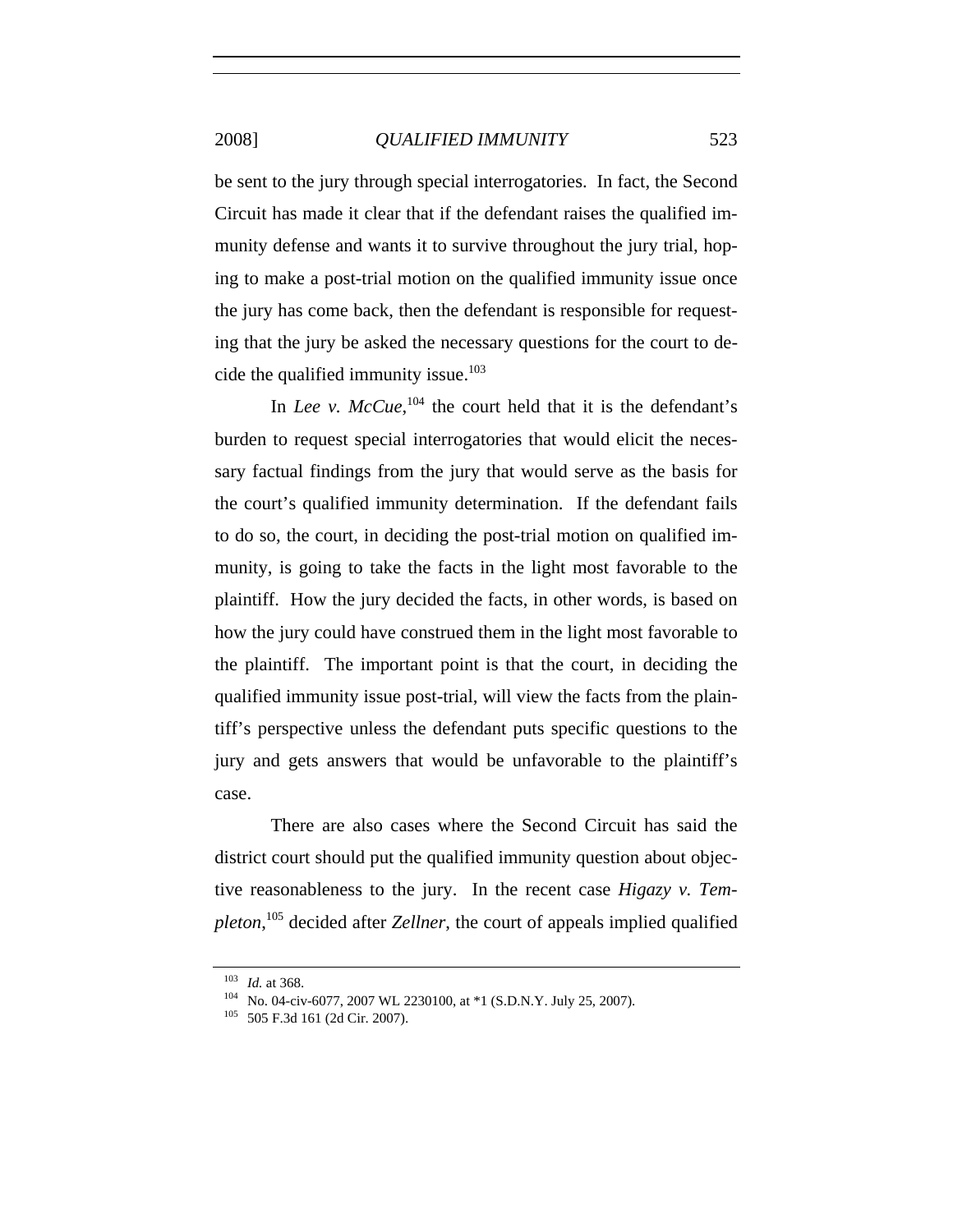be sent to the jury through special interrogatories. In fact, the Second Circuit has made it clear that if the defendant raises the qualified immunity defense and wants it to survive throughout the jury trial, hoping to make a post-trial motion on the qualified immunity issue once the jury has come back, then the defendant is responsible for requesting that the jury be asked the necessary questions for the court to decide the qualified immunity issue.[103]

In *Lee v. McCue*,[104] the court held that it is the defendant's burden to request special interrogatories that would elicit the necessary factual findings from the jury that would serve as the basis for the court's qualified immunity determination. If the defendant fails to do so, the court, in deciding the post-trial motion on qualified immunity, is going to take the facts in the light most favorable to the plaintiff. How the jury decided the facts, in other words, is based on how the jury could have construed them in the light most favorable to the plaintiff. The important point is that the court, in deciding the qualified immunity issue post-trial, will view the facts from the plaintiff's perspective unless the defendant puts specific questions to the jury and gets answers that would be unfavorable to the plaintiff's case.

There are also cases where the Second Circuit has said the district court should put the qualified immunity question about objective reasonableness to the jury. In the recent case *Higazy v. Templeton*,[105] decided after *Zellner*, the court of appeals implied qualified

---

[103] *Id.* at 368.

[104] No. 04-civ-6077, 2007 WL 2230100, at *1 (S.D.N.Y. July 25, 2007).

[105] 505 F.3d 161 (2d Cir. 2007).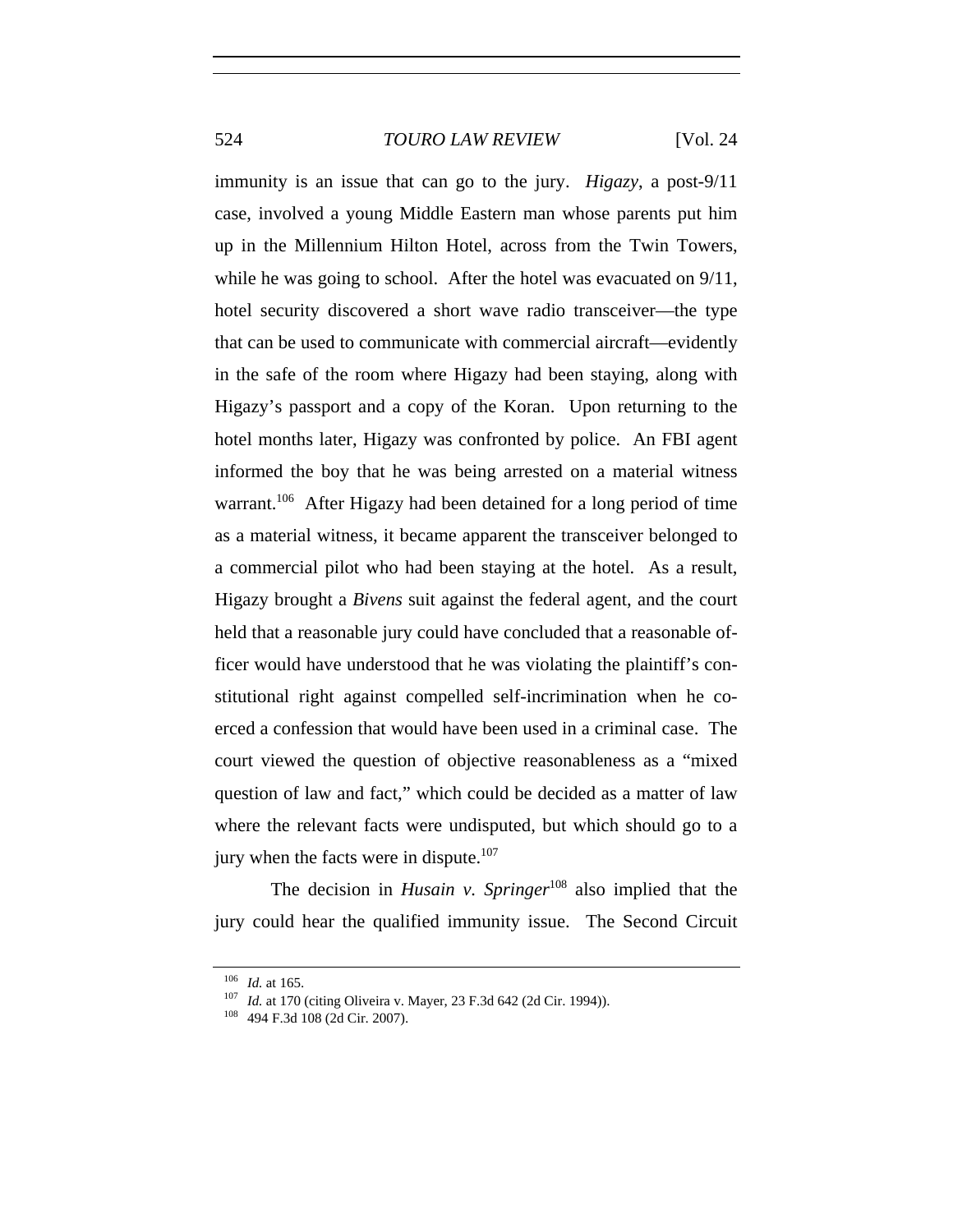immunity is an issue that can go to the jury. *Higazy*, a post-9/11 case, involved a young Middle Eastern man whose parents put him up in the Millennium Hilton Hotel, across from the Twin Towers, while he was going to school. After the hotel was evacuated on 9/11, hotel security discovered a short wave radio transceiver—the type that can be used to communicate with commercial aircraft—evidently in the safe of the room where Higazy had been staying, along with Higazy's passport and a copy of the Koran. Upon returning to the hotel months later, Higazy was confronted by police. An FBI agent informed the boy that he was being arrested on a material witness warrant.[106] After Higazy had been detained for a long period of time as a material witness, it became apparent the transceiver belonged to a commercial pilot who had been staying at the hotel. As a result, Higazy brought a *Bivens* suit against the federal agent, and the court held that a reasonable jury could have concluded that a reasonable officer would have understood that he was violating the plaintiff's constitutional right against compelled self-incrimination when he coerced a confession that would have been used in a criminal case. The court viewed the question of objective reasonableness as a "mixed question of law and fact," which could be decided as a matter of law where the relevant facts were undisputed, but which should go to a jury when the facts were in dispute.[107]

The decision in *Husain v. Springer*[108] also implied that the jury could hear the qualified immunity issue. The Second Circuit

---

[106] *Id.* at 165.

[107] *Id.* at 170 (citing Oliveira v. Mayer, 23 F.3d 642 (2d Cir. 1994)).

[108] 494 F.3d 108 (2d Cir. 2007).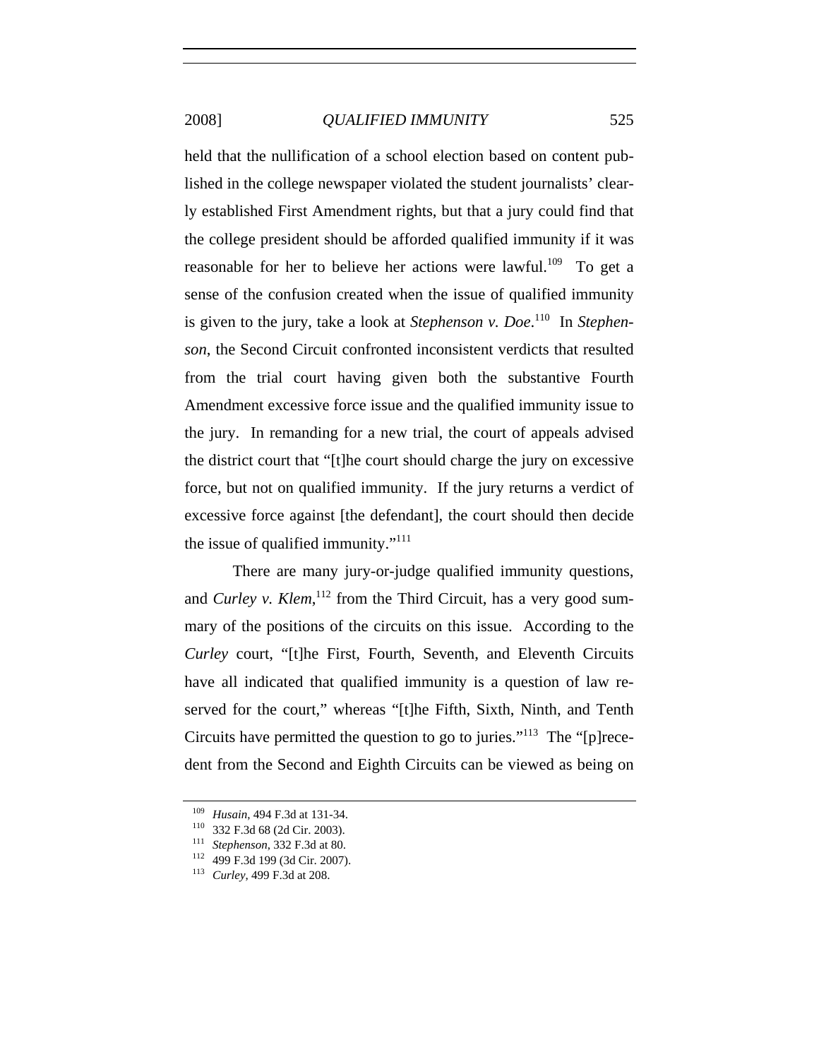held that the nullification of a school election based on content published in the college newspaper violated the student journalists' clearly established First Amendment rights, but that a jury could find that the college president should be afforded qualified immunity if it was reasonable for her to believe her actions were lawful.[109] To get a sense of the confusion created when the issue of qualified immunity is given to the jury, take a look at *Stephenson v. Doe*.[110] In *Stephenson*, the Second Circuit confronted inconsistent verdicts that resulted from the trial court having given both the substantive Fourth Amendment excessive force issue and the qualified immunity issue to the jury. In remanding for a new trial, the court of appeals advised the district court that "[t]he court should charge the jury on excessive force, but not on qualified immunity. If the jury returns a verdict of excessive force against [the defendant], the court should then decide the issue of qualified immunity."[111]

There are many jury-or-judge qualified immunity questions, and *Curley v. Klem*,[112] from the Third Circuit, has a very good summary of the positions of the circuits on this issue. According to the *Curley* court, "[t]he First, Fourth, Seventh, and Eleventh Circuits have all indicated that qualified immunity is a question of law reserved for the court," whereas "[t]he Fifth, Sixth, Ninth, and Tenth Circuits have permitted the question to go to juries."[113] The "[p]recedent from the Second and Eighth Circuits can be viewed as being on

---

[109] *Husain*, 494 F.3d at 131-34.

[110] 332 F.3d 68 (2d Cir. 2003).

[111] *Stephenson*, 332 F.3d at 80.

[112] 499 F.3d 199 (3d Cir. 2007).

[113] *Curley*, 499 F.3d at 208.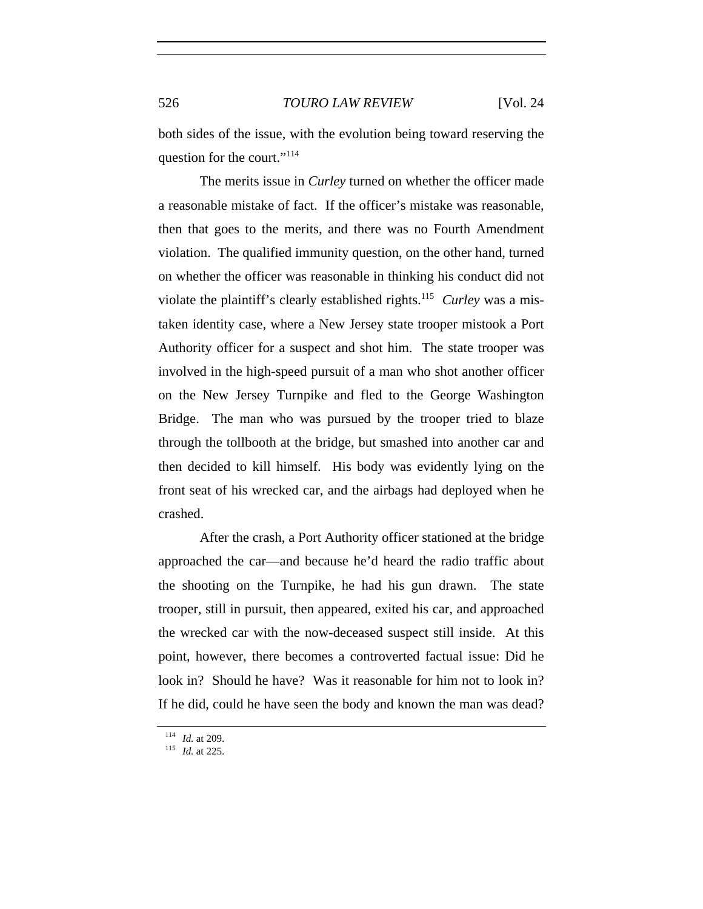both sides of the issue, with the evolution being toward reserving the question for the court."[114]

The merits issue in *Curley* turned on whether the officer made a reasonable mistake of fact. If the officer's mistake was reasonable, then that goes to the merits, and there was no Fourth Amendment violation. The qualified immunity question, on the other hand, turned on whether the officer was reasonable in thinking his conduct did not violate the plaintiff's clearly established rights.[115] *Curley* was a mistaken identity case, where a New Jersey state trooper mistook a Port Authority officer for a suspect and shot him. The state trooper was involved in the high-speed pursuit of a man who shot another officer on the New Jersey Turnpike and fled to the George Washington Bridge. The man who was pursued by the trooper tried to blaze through the tollbooth at the bridge, but smashed into another car and then decided to kill himself. His body was evidently lying on the front seat of his wrecked car, and the airbags had deployed when he crashed.

After the crash, a Port Authority officer stationed at the bridge approached the car—and because he'd heard the radio traffic about the shooting on the Turnpike, he had his gun drawn. The state trooper, still in pursuit, then appeared, exited his car, and approached the wrecked car with the now-deceased suspect still inside. At this point, however, there becomes a controverted factual issue: Did he look in? Should he have? Was it reasonable for him not to look in? If he did, could he have seen the body and known the man was dead?

---

[114] *Id.* at 209.

[115] *Id.* at 225.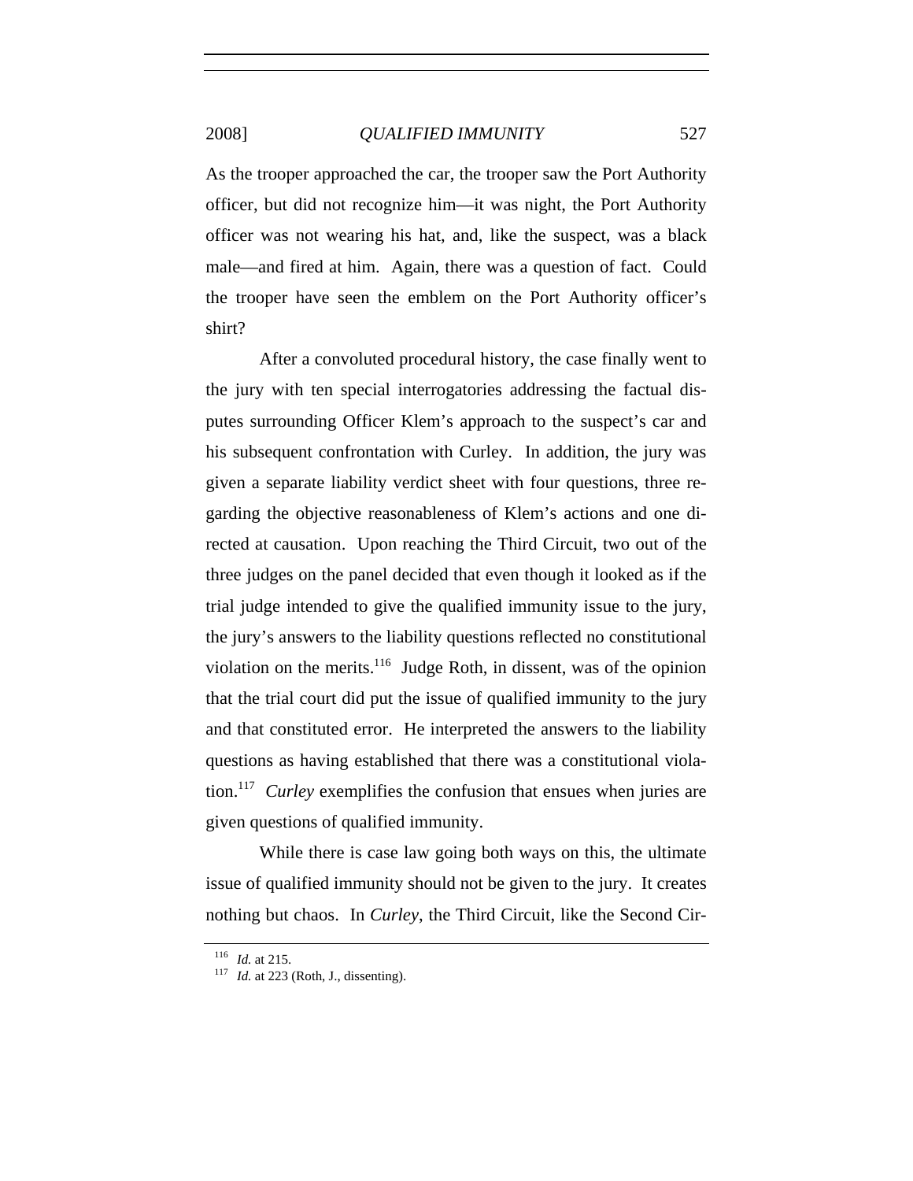As the trooper approached the car, the trooper saw the Port Authority officer, but did not recognize him—it was night, the Port Authority officer was not wearing his hat, and, like the suspect, was a black male—and fired at him. Again, there was a question of fact. Could the trooper have seen the emblem on the Port Authority officer's shirt?

After a convoluted procedural history, the case finally went to the jury with ten special interrogatories addressing the factual disputes surrounding Officer Klem's approach to the suspect's car and his subsequent confrontation with Curley. In addition, the jury was given a separate liability verdict sheet with four questions, three regarding the objective reasonableness of Klem's actions and one directed at causation. Upon reaching the Third Circuit, two out of the three judges on the panel decided that even though it looked as if the trial judge intended to give the qualified immunity issue to the jury, the jury's answers to the liability questions reflected no constitutional violation on the merits.[116] Judge Roth, in dissent, was of the opinion that the trial court did put the issue of qualified immunity to the jury and that constituted error. He interpreted the answers to the liability questions as having established that there was a constitutional violation.[117] *Curley* exemplifies the confusion that ensues when juries are given questions of qualified immunity.

While there is case law going both ways on this, the ultimate issue of qualified immunity should not be given to the jury. It creates nothing but chaos. In *Curley*, the Third Circuit, like the Second Cir-

---

[116] *Id.* at 215.

[117] *Id.* at 223 (Roth, J., dissenting).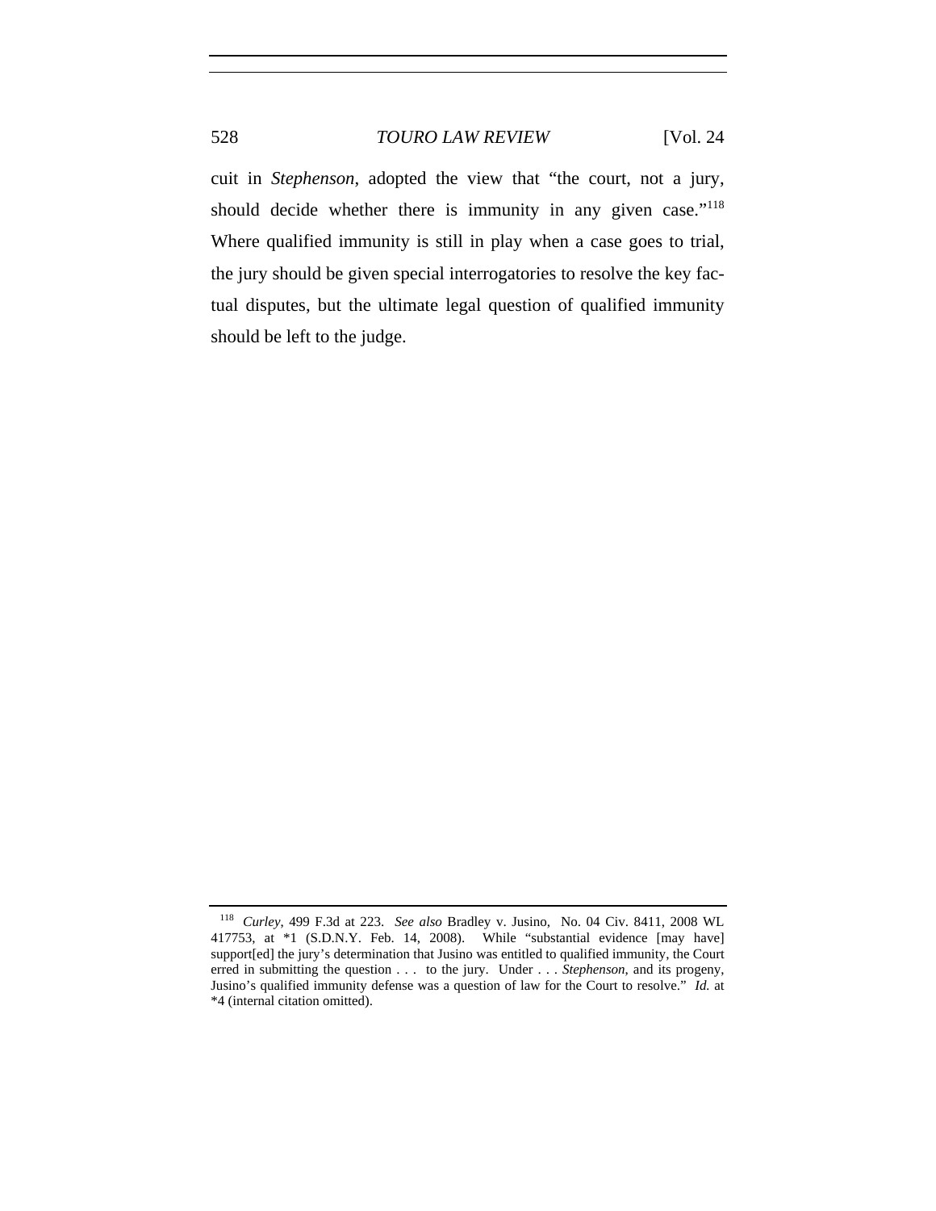cuit in *Stephenson*, adopted the view that "the court, not a jury, should decide whether there is immunity in any given case."[118] Where qualified immunity is still in play when a case goes to trial, the jury should be given special interrogatories to resolve the key factual disputes, but the ultimate legal question of qualified immunity should be left to the judge.

---

[118] *Curley*, 499 F.3d at 223. *See also* Bradley v. Jusino, No. 04 Civ. 8411, 2008 WL 417753, at *1 (S.D.N.Y. Feb. 14, 2008). While "substantial evidence [may have] support[ed] the jury's determination that Jusino was entitled to qualified immunity, the Court erred in submitting the question . . . to the jury. Under . . . *Stephenson*, and its progeny, Jusino's qualified immunity defense was a question of law for the Court to resolve." *Id.* at *4 (internal citation omitted).